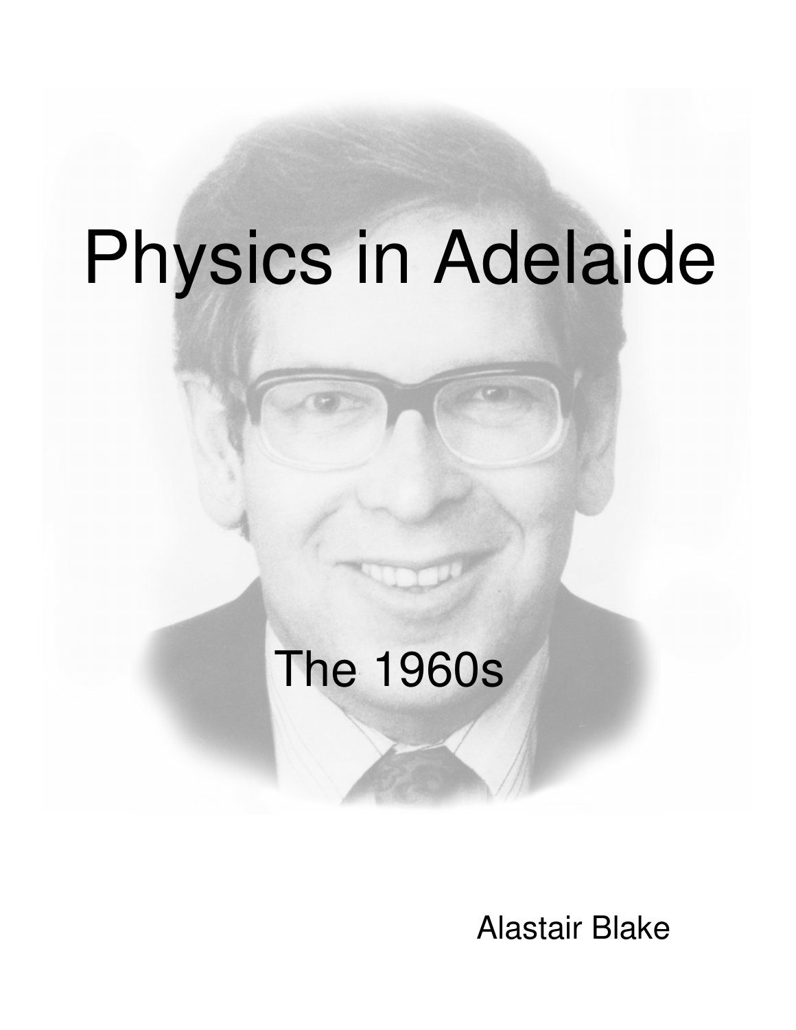# Physics in Adelaide

## The 1960s

Alastair Blake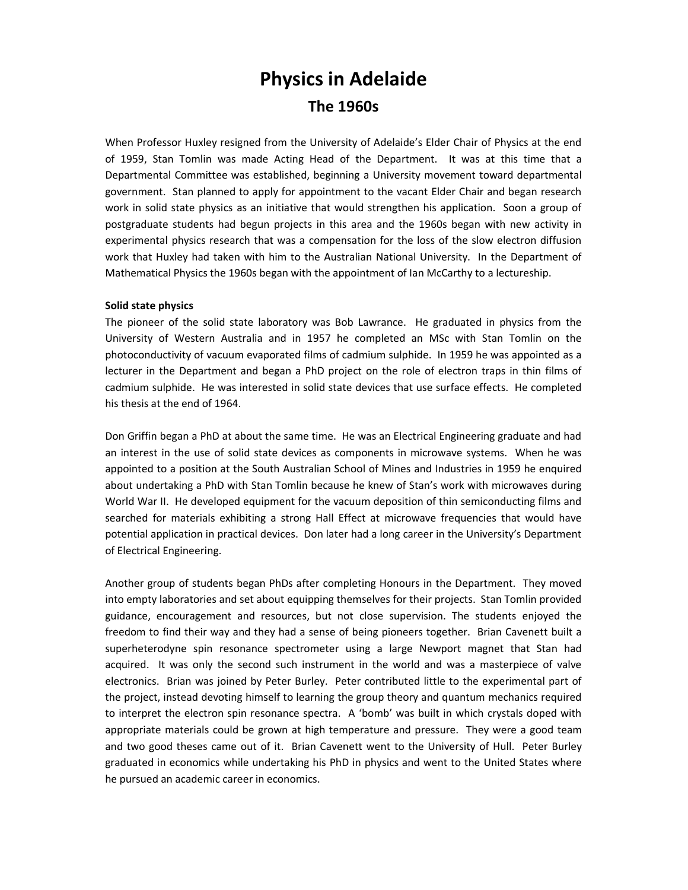# Physics in Adelaide

## The 1960s

When Professor Huxley resigned from the University of Adelaide's Elder Chair of Physics at the end of 1959, Stan Tomlin was made Acting Head of the Department. It was at this time that a Departmental Committee was established, beginning a University movement toward departmental government. Stan planned to apply for appointment to the vacant Elder Chair and began research work in solid state physics as an initiative that would strengthen his application. Soon a group of postgraduate students had begun projects in this area and the 1960s began with new activity in experimental physics research that was a compensation for the loss of the slow electron diffusion work that Huxley had taken with him to the Australian National University. In the Department of Mathematical Physics the 1960s began with the appointment of Ian McCarthy to a lectureship.

**Solid state physics**

The pioneer of the solid state laboratory was Bob Lawrance. He graduated in physics from the University of Western Australia and in 1957 he completed an MSc with Stan Tomlin on the photoconductivity of vacuum evaporated films of cadmium sulphide. In 1959 he was appointed as a lecturer in the Department and began a PhD project on the role of electron traps in thin films of cadmium sulphide. He was interested in solid state devices that use surface effects. He completed his thesis at the end of 1964.

Don Griffin began a PhD at about the same time. He was an Electrical Engineering graduate and had an interest in the use of solid state devices as components in microwave systems. When he was appointed to a position at the South Australian School of Mines and Industries in 1959 he enquired about undertaking a PhD with Stan Tomlin because he knew of Stan's work with microwaves during World War II. He developed equipment for the vacuum deposition of thin semiconducting films and searched for materials exhibiting a strong Hall Effect at microwave frequencies that would have potential application in practical devices. Don later had a long career in the University's Department of Electrical Engineering.

Another group of students began PhDs after completing Honours in the Department. They moved into empty laboratories and set about equipping themselves for their projects. Stan Tomlin provided guidance, encouragement and resources, but not close supervision. The students enjoyed the freedom to find their way and they had a sense of being pioneers together. Brian Cavenett built a superheterodyne spin resonance spectrometer using a large Newport magnet that Stan had acquired. It was only the second such instrument in the world and was a masterpiece of valve electronics. Brian was joined by Peter Burley. Peter contributed little to the experimental part of the project, instead devoting himself to learning the group theory and quantum mechanics required to interpret the electron spin resonance spectra. A 'bomb' was built in which crystals doped with appropriate materials could be grown at high temperature and pressure. They were a good team and two good theses came out of it. Brian Cavenett went to the University of Hull. Peter Burley graduated in economics while undertaking his PhD in physics and went to the United States where he pursued an academic career in economics.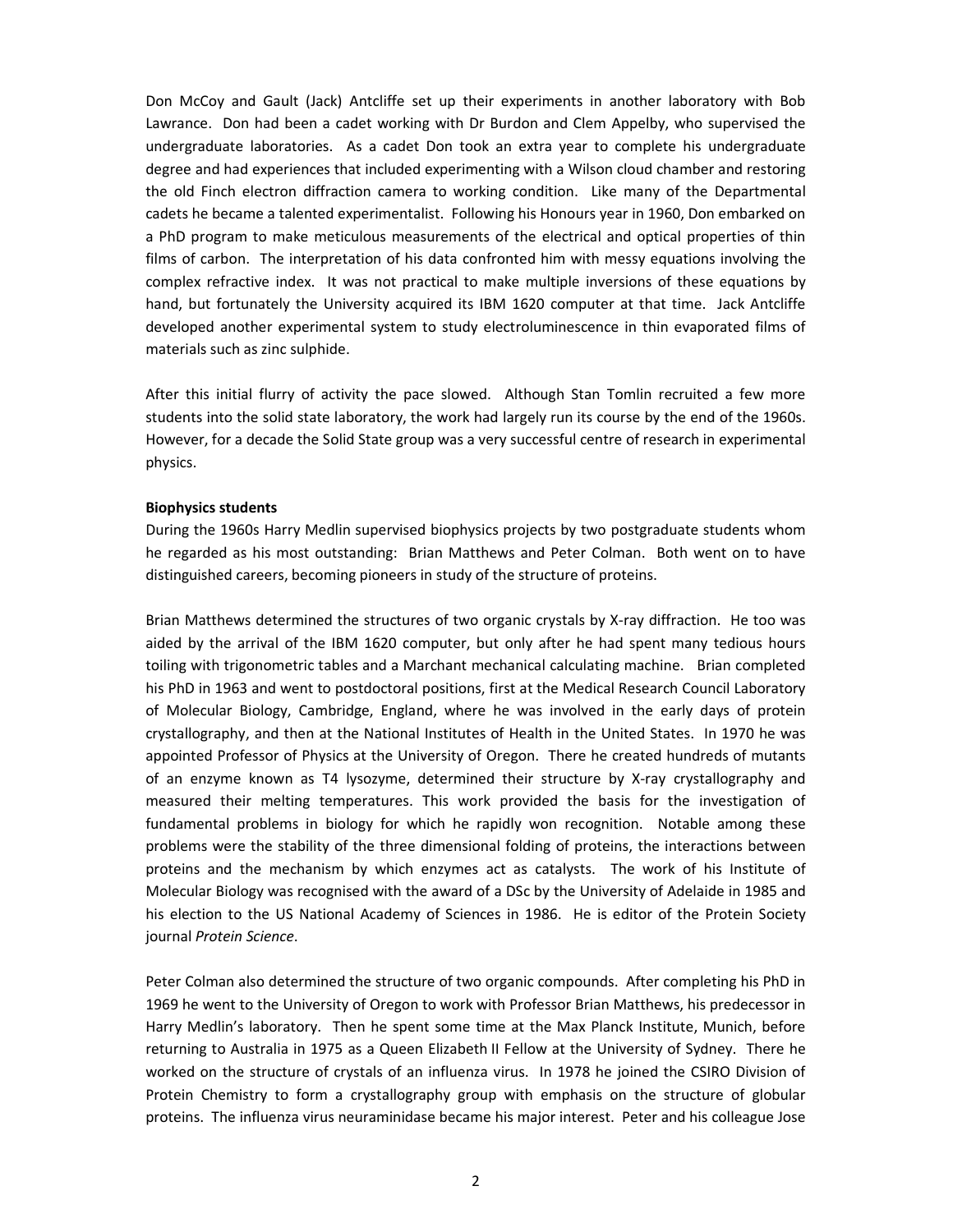Don McCoy and Gault (Jack) Antcliffe set up their experiments in another laboratory with Bob Lawrance. Don had been a cadet working with Dr Burdon and Clem Appelby, who supervised the undergraduate laboratories. As a cadet Don took an extra year to complete his undergraduate degree and had experiences that included experimenting with a Wilson cloud chamber and restoring the old Finch electron diffraction camera to working condition. Like many of the Departmental cadets he became a talented experimentalist. Following his Honours year in 1960, Don embarked on a PhD program to make meticulous measurements of the electrical and optical properties of thin films of carbon. The interpretation of his data confronted him with messy equations involving the complex refractive index. It was not practical to make multiple inversions of these equations by hand, but fortunately the University acquired its IBM 1620 computer at that time. Jack Antcliffe developed another experimental system to study electroluminescence in thin evaporated films of materials such as zinc sulphide.

After this initial flurry of activity the pace slowed. Although Stan Tomlin recruited a few more students into the solid state laboratory, the work had largely run its course by the end of the 1960s. However, for a decade the Solid State group was a very successful centre of research in experimental physics.

**Biophysics students**

During the 1960s Harry Medlin supervised biophysics projects by two postgraduate students whom he regarded as his most outstanding: Brian Matthews and Peter Colman. Both went on to have distinguished careers, becoming pioneers in study of the structure of proteins.

Brian Matthews determined the structures of two organic crystals by X-ray diffraction. He too was aided by the arrival of the IBM 1620 computer, but only after he had spent many tedious hours toiling with trigonometric tables and a Marchant mechanical calculating machine. Brian completed his PhD in 1963 and went to postdoctoral positions, first at the Medical Research Council Laboratory of Molecular Biology, Cambridge, England, where he was involved in the early days of protein crystallography, and then at the National Institutes of Health in the United States. In 1970 he was appointed Professor of Physics at the University of Oregon. There he created hundreds of mutants of an enzyme known as T4 lysozyme, determined their structure by X-ray crystallography and measured their melting temperatures. This work provided the basis for the investigation of fundamental problems in biology for which he rapidly won recognition. Notable among these problems were the stability of the three dimensional folding of proteins, the interactions between proteins and the mechanism by which enzymes act as catalysts. The work of his Institute of Molecular Biology was recognised with the award of a DSc by the University of Adelaide in 1985 and his election to the US National Academy of Sciences in 1986. He is editor of the Protein Society journal *Protein Science*.

Peter Colman also determined the structure of two organic compounds. After completing his PhD in 1969 he went to the University of Oregon to work with Professor Brian Matthews, his predecessor in Harry Medlin's laboratory. Then he spent some time at the Max Planck Institute, Munich, before returning to Australia in 1975 as a Queen Elizabeth II Fellow at the University of Sydney. There he worked on the structure of crystals of an influenza virus. In 1978 he joined the CSIRO Division of Protein Chemistry to form a crystallography group with emphasis on the structure of globular proteins. The influenza virus neuraminidase became his major interest. Peter and his colleague Jose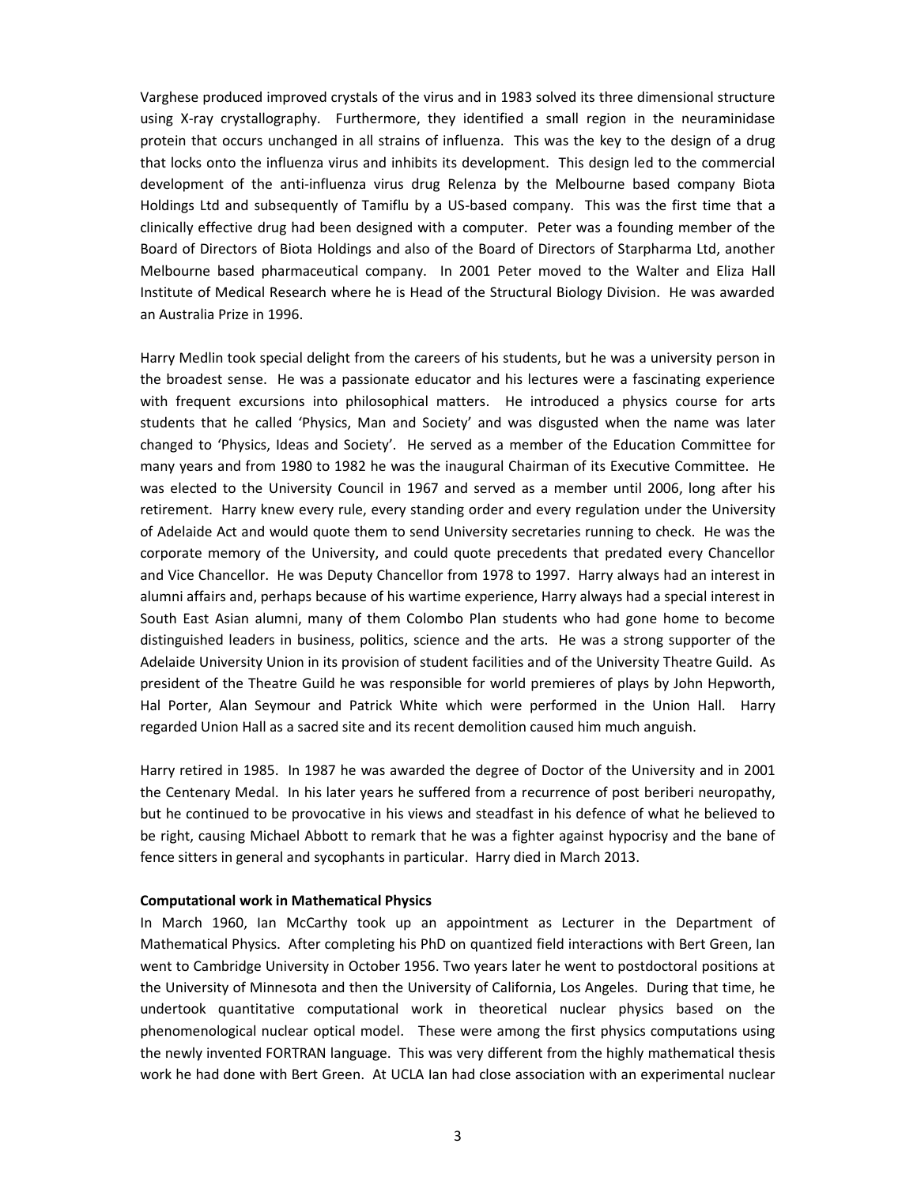Varghese produced improved crystals of the virus and in 1983 solved its three dimensional structure using X-ray crystallography. Furthermore, they identified a small region in the neuraminidase protein that occurs unchanged in all strains of influenza. This was the key to the design of a drug that locks onto the influenza virus and inhibits its development. This design led to the commercial development of the anti-influenza virus drug Relenza by the Melbourne based company Biota Holdings Ltd and subsequently of Tamiflu by a US-based company. This was the first time that a clinically effective drug had been designed with a computer. Peter was a founding member of the Board of Directors of Biota Holdings and also of the Board of Directors of Starpharma Ltd, another Melbourne based pharmaceutical company. In 2001 Peter moved to the Walter and Eliza Hall Institute of Medical Research where he is Head of the Structural Biology Division. He was awarded an Australia Prize in 1996.

Harry Medlin took special delight from the careers of his students, but he was a university person in the broadest sense. He was a passionate educator and his lectures were a fascinating experience with frequent excursions into philosophical matters. He introduced a physics course for arts students that he called 'Physics, Man and Society' and was disgusted when the name was later changed to 'Physics, Ideas and Society'. He served as a member of the Education Committee for many years and from 1980 to 1982 he was the inaugural Chairman of its Executive Committee. He was elected to the University Council in 1967 and served as a member until 2006, long after his retirement. Harry knew every rule, every standing order and every regulation under the University of Adelaide Act and would quote them to send University secretaries running to check. He was the corporate memory of the University, and could quote precedents that predated every Chancellor and Vice Chancellor. He was Deputy Chancellor from 1978 to 1997. Harry always had an interest in alumni affairs and, perhaps because of his wartime experience, Harry always had a special interest in South East Asian alumni, many of them Colombo Plan students who had gone home to become distinguished leaders in business, politics, science and the arts. He was a strong supporter of the Adelaide University Union in its provision of student facilities and of the University Theatre Guild. As president of the Theatre Guild he was responsible for world premieres of plays by John Hepworth, Hal Porter, Alan Seymour and Patrick White which were performed in the Union Hall. Harry regarded Union Hall as a sacred site and its recent demolition caused him much anguish.

Harry retired in 1985. In 1987 he was awarded the degree of Doctor of the University and in 2001 the Centenary Medal. In his later years he suffered from a recurrence of post beriberi neuropathy, but he continued to be provocative in his views and steadfast in his defence of what he believed to be right, causing Michael Abbott to remark that he was a fighter against hypocrisy and the bane of fence sitters in general and sycophants in particular. Harry died in March 2013.

**Computational work in Mathematical Physics**

In March 1960, Ian McCarthy took up an appointment as Lecturer in the Department of Mathematical Physics. After completing his PhD on quantized field interactions with Bert Green, Ian went to Cambridge University in October 1956. Two years later he went to postdoctoral positions at the University of Minnesota and then the University of California, Los Angeles. During that time, he undertook quantitative computational work in theoretical nuclear physics based on the phenomenological nuclear optical model. These were among the first physics computations using the newly invented FORTRAN language. This was very different from the highly mathematical thesis work he had done with Bert Green. At UCLA Ian had close association with an experimental nuclear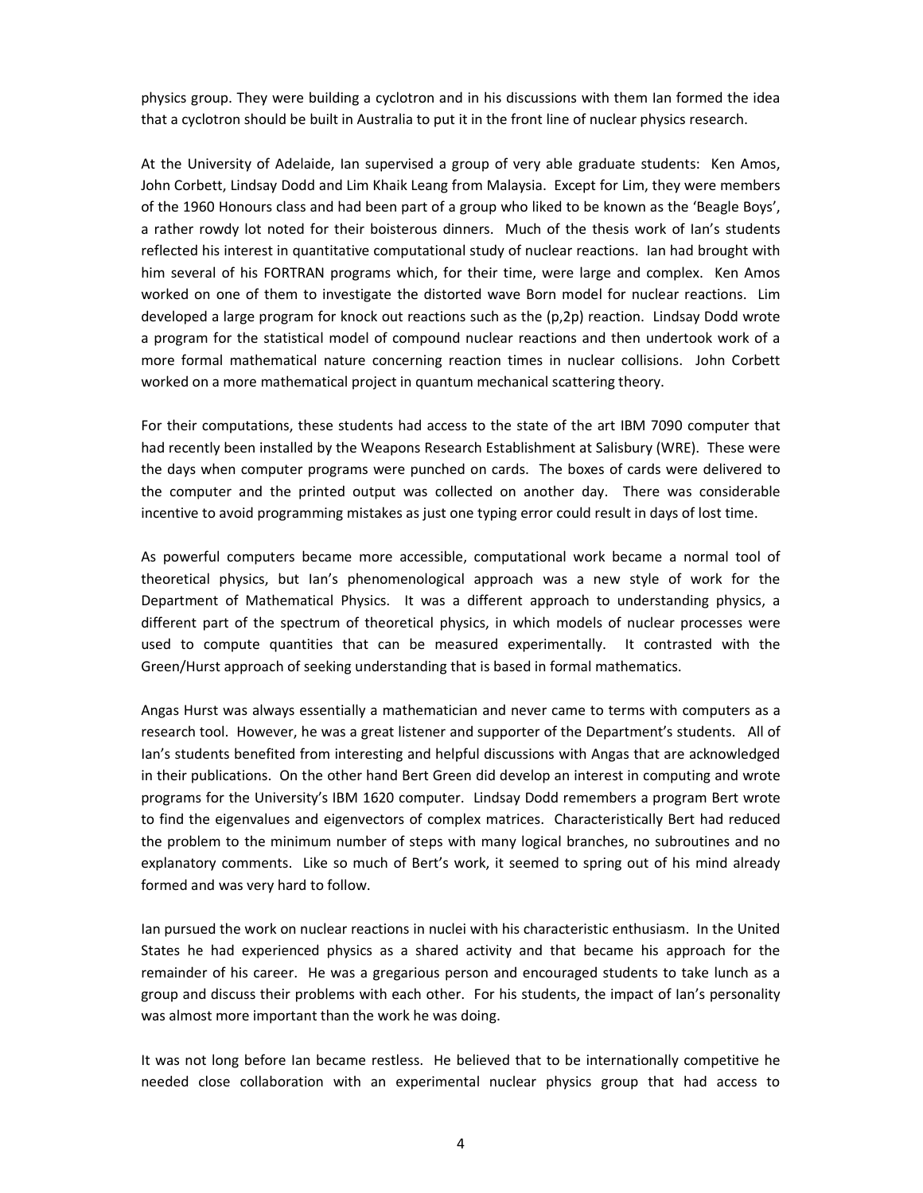physics group. They were building a cyclotron and in his discussions with them Ian formed the idea that a cyclotron should be built in Australia to put it in the front line of nuclear physics research.

At the University of Adelaide, Ian supervised a group of very able graduate students: Ken Amos, John Corbett, Lindsay Dodd and Lim Khaik Leang from Malaysia. Except for Lim, they were members of the 1960 Honours class and had been part of a group who liked to be known as the 'Beagle Boys', a rather rowdy lot noted for their boisterous dinners. Much of the thesis work of Ian's students reflected his interest in quantitative computational study of nuclear reactions. Ian had brought with him several of his FORTRAN programs which, for their time, were large and complex. Ken Amos worked on one of them to investigate the distorted wave Born model for nuclear reactions. Lim developed a large program for knock out reactions such as the (p,2p) reaction. Lindsay Dodd wrote a program for the statistical model of compound nuclear reactions and then undertook work of a more formal mathematical nature concerning reaction times in nuclear collisions. John Corbett worked on a more mathematical project in quantum mechanical scattering theory.

For their computations, these students had access to the state of the art IBM 7090 computer that had recently been installed by the Weapons Research Establishment at Salisbury (WRE). These were the days when computer programs were punched on cards. The boxes of cards were delivered to the computer and the printed output was collected on another day. There was considerable incentive to avoid programming mistakes as just one typing error could result in days of lost time.

As powerful computers became more accessible, computational work became a normal tool of theoretical physics, but Ian's phenomenological approach was a new style of work for the Department of Mathematical Physics. It was a different approach to understanding physics, a different part of the spectrum of theoretical physics, in which models of nuclear processes were used to compute quantities that can be measured experimentally. It contrasted with the Green/Hurst approach of seeking understanding that is based in formal mathematics.

Angas Hurst was always essentially a mathematician and never came to terms with computers as a research tool. However, he was a great listener and supporter of the Department's students. All of Ian's students benefited from interesting and helpful discussions with Angas that are acknowledged in their publications. On the other hand Bert Green did develop an interest in computing and wrote programs for the University's IBM 1620 computer. Lindsay Dodd remembers a program Bert wrote to find the eigenvalues and eigenvectors of complex matrices. Characteristically Bert had reduced the problem to the minimum number of steps with many logical branches, no subroutines and no explanatory comments. Like so much of Bert's work, it seemed to spring out of his mind already formed and was very hard to follow.

Ian pursued the work on nuclear reactions in nuclei with his characteristic enthusiasm. In the United States he had experienced physics as a shared activity and that became his approach for the remainder of his career. He was a gregarious person and encouraged students to take lunch as a group and discuss their problems with each other. For his students, the impact of Ian's personality was almost more important than the work he was doing.

It was not long before Ian became restless. He believed that to be internationally competitive he needed close collaboration with an experimental nuclear physics group that had access to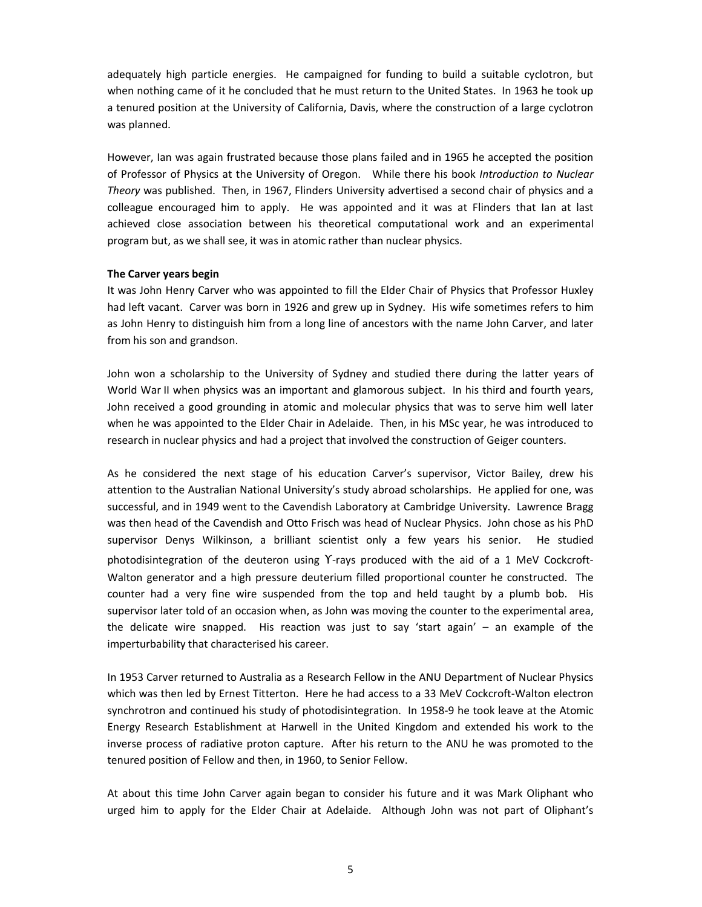adequately high particle energies. He campaigned for funding to build a suitable cyclotron, but when nothing came of it he concluded that he must return to the United States. In 1963 he took up a tenured position at the University of California, Davis, where the construction of a large cyclotron was planned.

However, Ian was again frustrated because those plans failed and in 1965 he accepted the position of Professor of Physics at the University of Oregon. While there his book *Introduction to Nuclear Theory* was published. Then, in 1967, Flinders University advertised a second chair of physics and a colleague encouraged him to apply. He was appointed and it was at Flinders that Ian at last achieved close association between his theoretical computational work and an experimental program but, as we shall see, it was in atomic rather than nuclear physics.

**The Carver years begin**

It was John Henry Carver who was appointed to fill the Elder Chair of Physics that Professor Huxley had left vacant. Carver was born in 1926 and grew up in Sydney. His wife sometimes refers to him as John Henry to distinguish him from a long line of ancestors with the name John Carver, and later from his son and grandson.

John won a scholarship to the University of Sydney and studied there during the latter years of World War II when physics was an important and glamorous subject. In his third and fourth years, John received a good grounding in atomic and molecular physics that was to serve him well later when he was appointed to the Elder Chair in Adelaide. Then, in his MSc year, he was introduced to research in nuclear physics and had a project that involved the construction of Geiger counters.

As he considered the next stage of his education Carver's supervisor, Victor Bailey, drew his attention to the Australian National University's study abroad scholarships. He applied for one, was successful, and in 1949 went to the Cavendish Laboratory at Cambridge University. Lawrence Bragg was then head of the Cavendish and Otto Frisch was head of Nuclear Physics. John chose as his PhD supervisor Denys Wilkinson, a brilliant scientist only a few years his senior. He studied photodisintegration of the deuteron using ϒ-rays produced with the aid of a 1 MeV Cockcroft-Walton generator and a high pressure deuterium filled proportional counter he constructed. The counter had a very fine wire suspended from the top and held taught by a plumb bob. His supervisor later told of an occasion when, as John was moving the counter to the experimental area, the delicate wire snapped. His reaction was just to say 'start again' – an example of the imperturbability that characterised his career.

In 1953 Carver returned to Australia as a Research Fellow in the ANU Department of Nuclear Physics which was then led by Ernest Titterton. Here he had access to a 33 MeV Cockcroft-Walton electron synchrotron and continued his study of photodisintegration. In 1958-9 he took leave at the Atomic Energy Research Establishment at Harwell in the United Kingdom and extended his work to the inverse process of radiative proton capture. After his return to the ANU he was promoted to the tenured position of Fellow and then, in 1960, to Senior Fellow.

At about this time John Carver again began to consider his future and it was Mark Oliphant who urged him to apply for the Elder Chair at Adelaide. Although John was not part of Oliphant's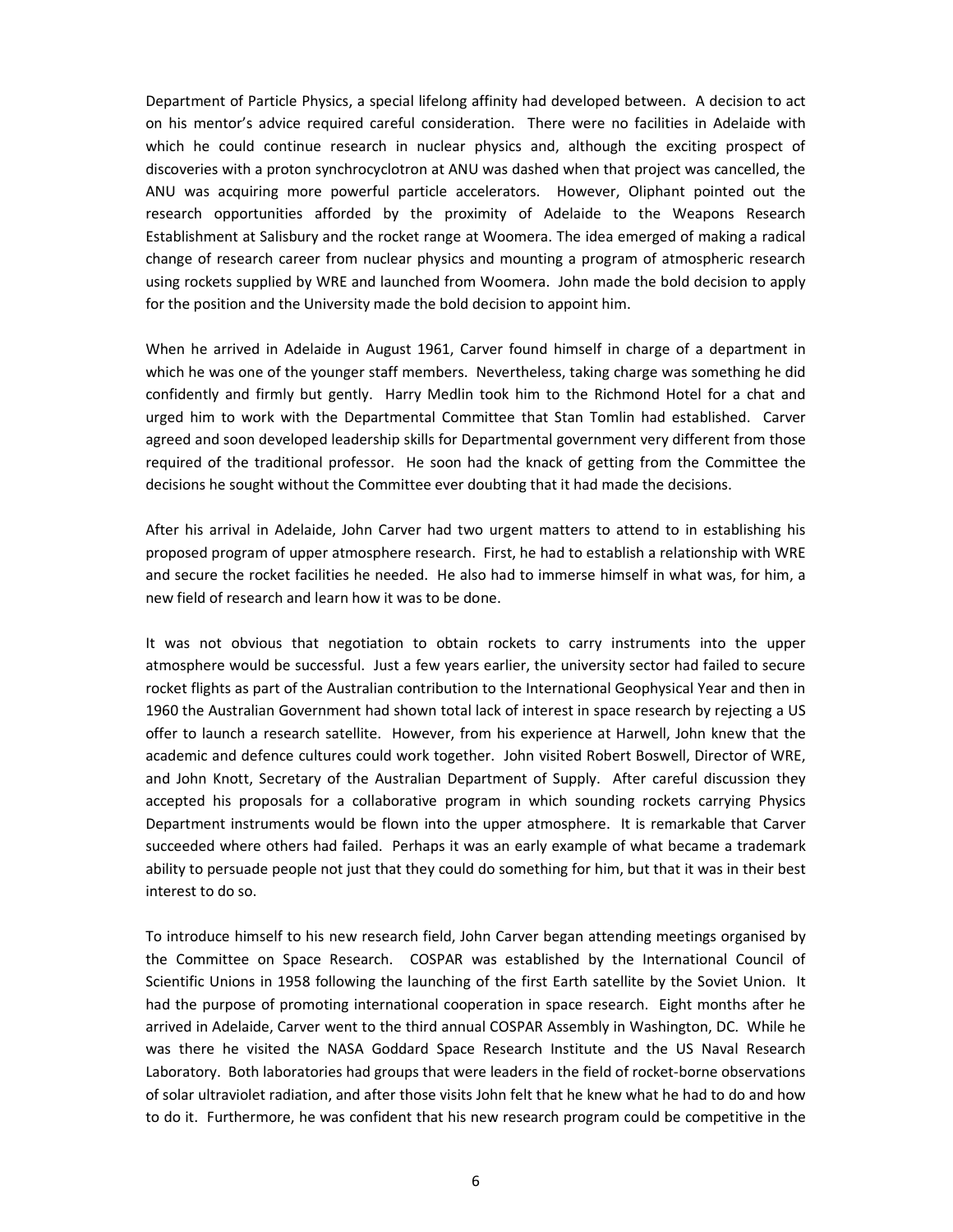Department of Particle Physics, a special lifelong affinity had developed between. A decision to act on his mentor's advice required careful consideration. There were no facilities in Adelaide with which he could continue research in nuclear physics and, although the exciting prospect of discoveries with a proton synchrocyclotron at ANU was dashed when that project was cancelled, the ANU was acquiring more powerful particle accelerators. However, Oliphant pointed out the research opportunities afforded by the proximity of Adelaide to the Weapons Research Establishment at Salisbury and the rocket range at Woomera. The idea emerged of making a radical change of research career from nuclear physics and mounting a program of atmospheric research using rockets supplied by WRE and launched from Woomera. John made the bold decision to apply for the position and the University made the bold decision to appoint him.

When he arrived in Adelaide in August 1961, Carver found himself in charge of a department in which he was one of the younger staff members. Nevertheless, taking charge was something he did confidently and firmly but gently. Harry Medlin took him to the Richmond Hotel for a chat and urged him to work with the Departmental Committee that Stan Tomlin had established. Carver agreed and soon developed leadership skills for Departmental government very different from those required of the traditional professor. He soon had the knack of getting from the Committee the decisions he sought without the Committee ever doubting that it had made the decisions.

After his arrival in Adelaide, John Carver had two urgent matters to attend to in establishing his proposed program of upper atmosphere research. First, he had to establish a relationship with WRE and secure the rocket facilities he needed. He also had to immerse himself in what was, for him, a new field of research and learn how it was to be done.

It was not obvious that negotiation to obtain rockets to carry instruments into the upper atmosphere would be successful. Just a few years earlier, the university sector had failed to secure rocket flights as part of the Australian contribution to the International Geophysical Year and then in 1960 the Australian Government had shown total lack of interest in space research by rejecting a US offer to launch a research satellite. However, from his experience at Harwell, John knew that the academic and defence cultures could work together. John visited Robert Boswell, Director of WRE, and John Knott, Secretary of the Australian Department of Supply. After careful discussion they accepted his proposals for a collaborative program in which sounding rockets carrying Physics Department instruments would be flown into the upper atmosphere. It is remarkable that Carver succeeded where others had failed. Perhaps it was an early example of what became a trademark ability to persuade people not just that they could do something for him, but that it was in their best interest to do so.

To introduce himself to his new research field, John Carver began attending meetings organised by the Committee on Space Research. COSPAR was established by the International Council of Scientific Unions in 1958 following the launching of the first Earth satellite by the Soviet Union. It had the purpose of promoting international cooperation in space research. Eight months after he arrived in Adelaide, Carver went to the third annual COSPAR Assembly in Washington, DC. While he was there he visited the NASA Goddard Space Research Institute and the US Naval Research Laboratory. Both laboratories had groups that were leaders in the field of rocket-borne observations of solar ultraviolet radiation, and after those visits John felt that he knew what he had to do and how to do it. Furthermore, he was confident that his new research program could be competitive in the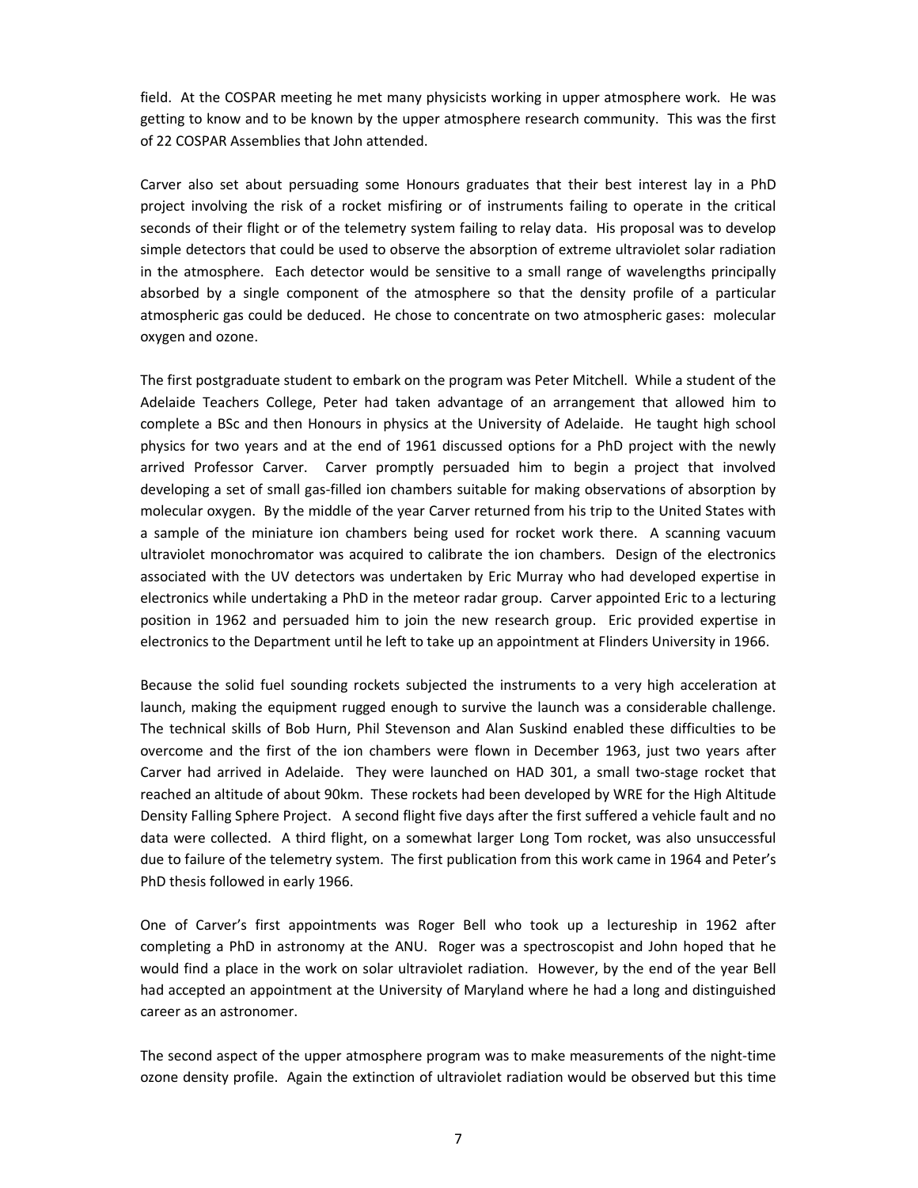field. At the COSPAR meeting he met many physicists working in upper atmosphere work. He was getting to know and to be known by the upper atmosphere research community. This was the first of 22 COSPAR Assemblies that John attended.

Carver also set about persuading some Honours graduates that their best interest lay in a PhD project involving the risk of a rocket misfiring or of instruments failing to operate in the critical seconds of their flight or of the telemetry system failing to relay data. His proposal was to develop simple detectors that could be used to observe the absorption of extreme ultraviolet solar radiation in the atmosphere. Each detector would be sensitive to a small range of wavelengths principally absorbed by a single component of the atmosphere so that the density profile of a particular atmospheric gas could be deduced. He chose to concentrate on two atmospheric gases: molecular oxygen and ozone.

The first postgraduate student to embark on the program was Peter Mitchell. While a student of the Adelaide Teachers College, Peter had taken advantage of an arrangement that allowed him to complete a BSc and then Honours in physics at the University of Adelaide. He taught high school physics for two years and at the end of 1961 discussed options for a PhD project with the newly arrived Professor Carver. Carver promptly persuaded him to begin a project that involved developing a set of small gas-filled ion chambers suitable for making observations of absorption by molecular oxygen. By the middle of the year Carver returned from his trip to the United States with a sample of the miniature ion chambers being used for rocket work there. A scanning vacuum ultraviolet monochromator was acquired to calibrate the ion chambers. Design of the electronics associated with the UV detectors was undertaken by Eric Murray who had developed expertise in electronics while undertaking a PhD in the meteor radar group. Carver appointed Eric to a lecturing position in 1962 and persuaded him to join the new research group. Eric provided expertise in electronics to the Department until he left to take up an appointment at Flinders University in 1966.

Because the solid fuel sounding rockets subjected the instruments to a very high acceleration at launch, making the equipment rugged enough to survive the launch was a considerable challenge. The technical skills of Bob Hurn, Phil Stevenson and Alan Suskind enabled these difficulties to be overcome and the first of the ion chambers were flown in December 1963, just two years after Carver had arrived in Adelaide. They were launched on HAD 301, a small two-stage rocket that reached an altitude of about 90km. These rockets had been developed by WRE for the High Altitude Density Falling Sphere Project. A second flight five days after the first suffered a vehicle fault and no data were collected. A third flight, on a somewhat larger Long Tom rocket, was also unsuccessful due to failure of the telemetry system. The first publication from this work came in 1964 and Peter's PhD thesis followed in early 1966.

One of Carver's first appointments was Roger Bell who took up a lectureship in 1962 after completing a PhD in astronomy at the ANU. Roger was a spectroscopist and John hoped that he would find a place in the work on solar ultraviolet radiation. However, by the end of the year Bell had accepted an appointment at the University of Maryland where he had a long and distinguished career as an astronomer.

The second aspect of the upper atmosphere program was to make measurements of the night-time ozone density profile. Again the extinction of ultraviolet radiation would be observed but this time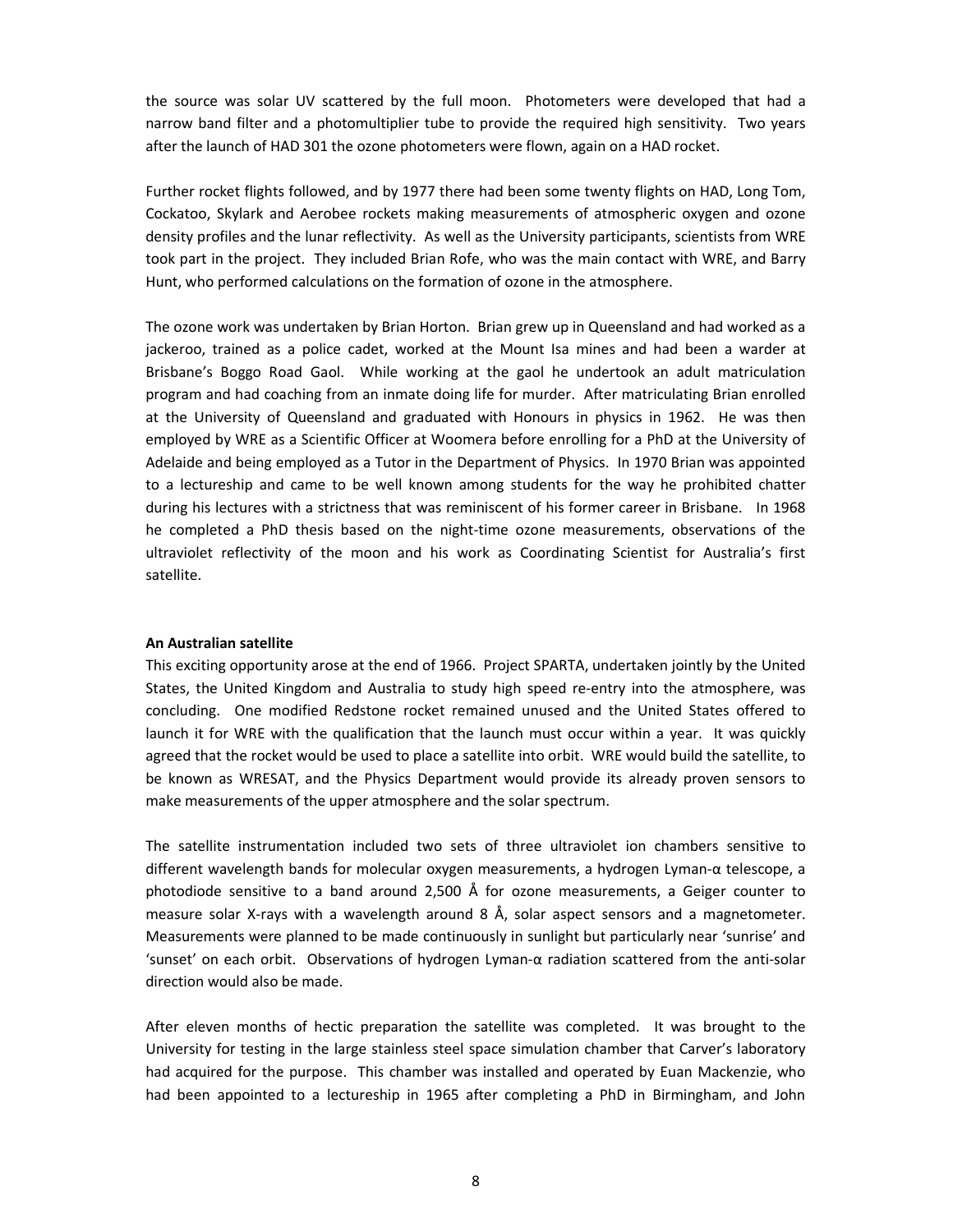the source was solar UV scattered by the full moon. Photometers were developed that had a narrow band filter and a photomultiplier tube to provide the required high sensitivity. Two years after the launch of HAD 301 the ozone photometers were flown, again on a HAD rocket.

Further rocket flights followed, and by 1977 there had been some twenty flights on HAD, Long Tom, Cockatoo, Skylark and Aerobee rockets making measurements of atmospheric oxygen and ozone density profiles and the lunar reflectivity. As well as the University participants, scientists from WRE took part in the project. They included Brian Rofe, who was the main contact with WRE, and Barry Hunt, who performed calculations on the formation of ozone in the atmosphere.

The ozone work was undertaken by Brian Horton. Brian grew up in Queensland and had worked as a jackeroo, trained as a police cadet, worked at the Mount Isa mines and had been a warder at Brisbane's Boggo Road Gaol. While working at the gaol he undertook an adult matriculation program and had coaching from an inmate doing life for murder. After matriculating Brian enrolled at the University of Queensland and graduated with Honours in physics in 1962. He was then employed by WRE as a Scientific Officer at Woomera before enrolling for a PhD at the University of Adelaide and being employed as a Tutor in the Department of Physics. In 1970 Brian was appointed to a lectureship and came to be well known among students for the way he prohibited chatter during his lectures with a strictness that was reminiscent of his former career in Brisbane. In 1968 he completed a PhD thesis based on the night-time ozone measurements, observations of the ultraviolet reflectivity of the moon and his work as Coordinating Scientist for Australia's first satellite.

**An Australian satellite**

This exciting opportunity arose at the end of 1966. Project SPARTA, undertaken jointly by the United States, the United Kingdom and Australia to study high speed re-entry into the atmosphere, was concluding. One modified Redstone rocket remained unused and the United States offered to launch it for WRE with the qualification that the launch must occur within a year. It was quickly agreed that the rocket would be used to place a satellite into orbit. WRE would build the satellite, to be known as WRESAT, and the Physics Department would provide its already proven sensors to make measurements of the upper atmosphere and the solar spectrum.

The satellite instrumentation included two sets of three ultraviolet ion chambers sensitive to different wavelength bands for molecular oxygen measurements, a hydrogen Lyman-α telescope, a photodiode sensitive to a band around 2,500 Å for ozone measurements, a Geiger counter to measure solar X-rays with a wavelength around 8 Å, solar aspect sensors and a magnetometer. Measurements were planned to be made continuously in sunlight but particularly near 'sunrise' and 'sunset' on each orbit. Observations of hydrogen Lyman-α radiation scattered from the anti-solar direction would also be made.

After eleven months of hectic preparation the satellite was completed. It was brought to the University for testing in the large stainless steel space simulation chamber that Carver's laboratory had acquired for the purpose. This chamber was installed and operated by Euan Mackenzie, who had been appointed to a lectureship in 1965 after completing a PhD in Birmingham, and John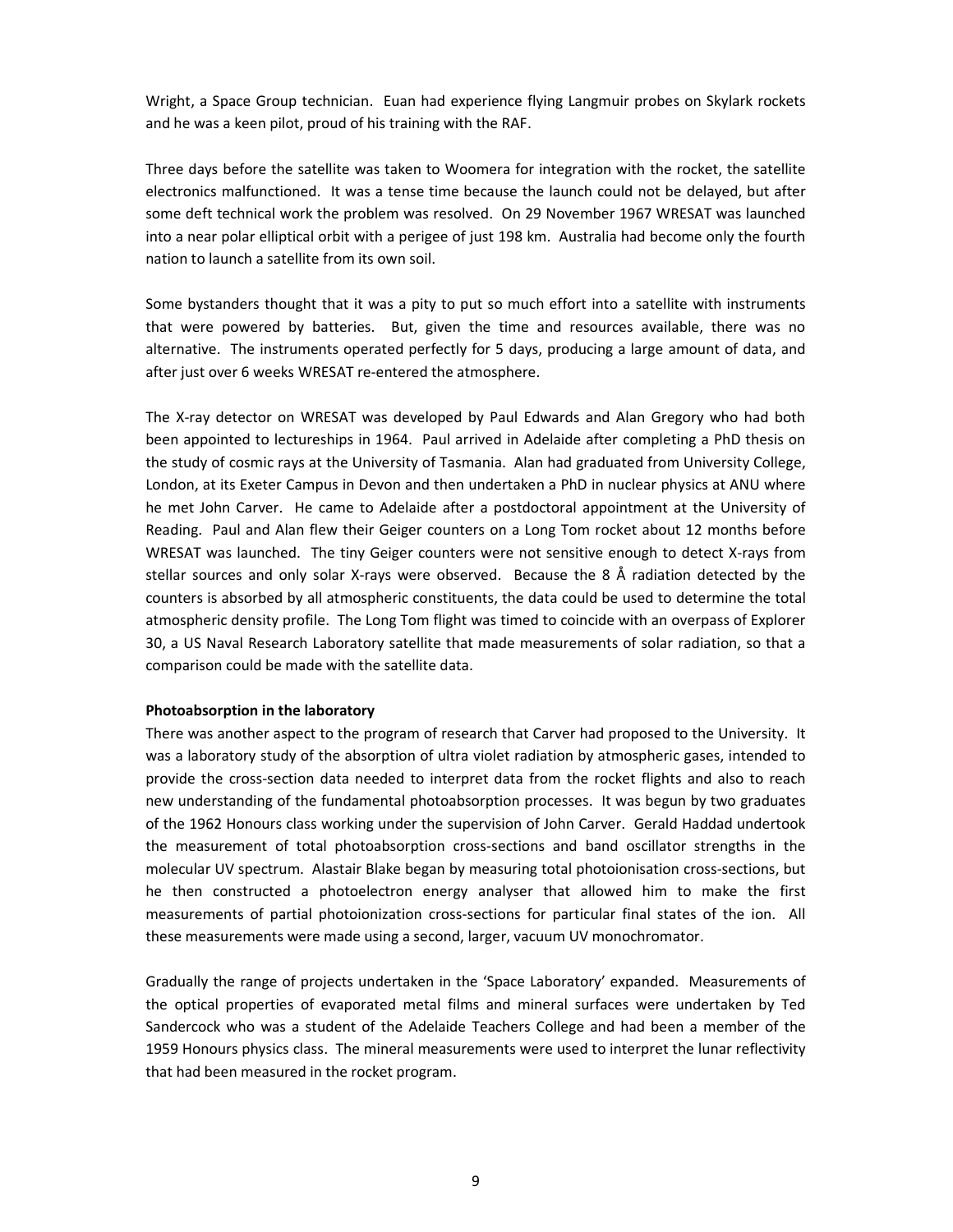Wright, a Space Group technician. Euan had experience flying Langmuir probes on Skylark rockets and he was a keen pilot, proud of his training with the RAF.

Three days before the satellite was taken to Woomera for integration with the rocket, the satellite electronics malfunctioned. It was a tense time because the launch could not be delayed, but after some deft technical work the problem was resolved. On 29 November 1967 WRESAT was launched into a near polar elliptical orbit with a perigee of just 198 km. Australia had become only the fourth nation to launch a satellite from its own soil.

Some bystanders thought that it was a pity to put so much effort into a satellite with instruments that were powered by batteries. But, given the time and resources available, there was no alternative. The instruments operated perfectly for 5 days, producing a large amount of data, and after just over 6 weeks WRESAT re-entered the atmosphere.

The X-ray detector on WRESAT was developed by Paul Edwards and Alan Gregory who had both been appointed to lectureships in 1964. Paul arrived in Adelaide after completing a PhD thesis on the study of cosmic rays at the University of Tasmania. Alan had graduated from University College, London, at its Exeter Campus in Devon and then undertaken a PhD in nuclear physics at ANU where he met John Carver. He came to Adelaide after a postdoctoral appointment at the University of Reading. Paul and Alan flew their Geiger counters on a Long Tom rocket about 12 months before WRESAT was launched. The tiny Geiger counters were not sensitive enough to detect X-rays from stellar sources and only solar X-rays were observed. Because the 8 Å radiation detected by the counters is absorbed by all atmospheric constituents, the data could be used to determine the total atmospheric density profile. The Long Tom flight was timed to coincide with an overpass of Explorer 30, a US Naval Research Laboratory satellite that made measurements of solar radiation, so that a comparison could be made with the satellite data.

**Photoabsorption in the laboratory**

There was another aspect to the program of research that Carver had proposed to the University. It was a laboratory study of the absorption of ultra violet radiation by atmospheric gases, intended to provide the cross-section data needed to interpret data from the rocket flights and also to reach new understanding of the fundamental photoabsorption processes. It was begun by two graduates of the 1962 Honours class working under the supervision of John Carver. Gerald Haddad undertook the measurement of total photoabsorption cross-sections and band oscillator strengths in the molecular UV spectrum. Alastair Blake began by measuring total photoionisation cross-sections, but he then constructed a photoelectron energy analyser that allowed him to make the first measurements of partial photoionization cross-sections for particular final states of the ion. All these measurements were made using a second, larger, vacuum UV monochromator.

Gradually the range of projects undertaken in the 'Space Laboratory' expanded. Measurements of the optical properties of evaporated metal films and mineral surfaces were undertaken by Ted Sandercock who was a student of the Adelaide Teachers College and had been a member of the 1959 Honours physics class. The mineral measurements were used to interpret the lunar reflectivity that had been measured in the rocket program.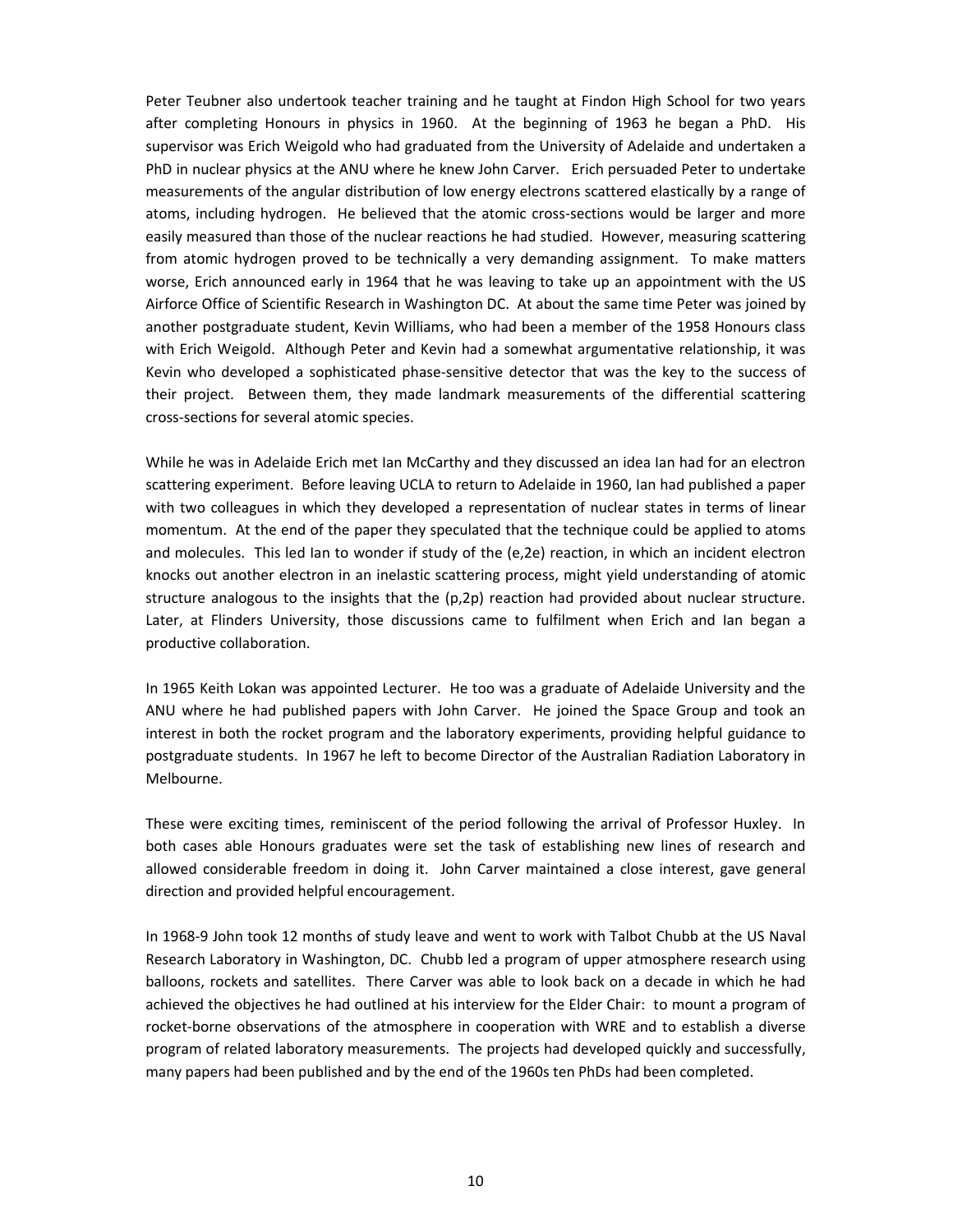Peter Teubner also undertook teacher training and he taught at Findon High School for two years after completing Honours in physics in 1960. At the beginning of 1963 he began a PhD. His supervisor was Erich Weigold who had graduated from the University of Adelaide and undertaken a PhD in nuclear physics at the ANU where he knew John Carver. Erich persuaded Peter to undertake measurements of the angular distribution of low energy electrons scattered elastically by a range of atoms, including hydrogen. He believed that the atomic cross-sections would be larger and more easily measured than those of the nuclear reactions he had studied. However, measuring scattering from atomic hydrogen proved to be technically a very demanding assignment. To make matters worse, Erich announced early in 1964 that he was leaving to take up an appointment with the US Airforce Office of Scientific Research in Washington DC. At about the same time Peter was joined by another postgraduate student, Kevin Williams, who had been a member of the 1958 Honours class with Erich Weigold. Although Peter and Kevin had a somewhat argumentative relationship, it was Kevin who developed a sophisticated phase-sensitive detector that was the key to the success of their project. Between them, they made landmark measurements of the differential scattering cross-sections for several atomic species.

While he was in Adelaide Erich met Ian McCarthy and they discussed an idea Ian had for an electron scattering experiment. Before leaving UCLA to return to Adelaide in 1960, Ian had published a paper with two colleagues in which they developed a representation of nuclear states in terms of linear momentum. At the end of the paper they speculated that the technique could be applied to atoms and molecules. This led Ian to wonder if study of the (e,2e) reaction, in which an incident electron knocks out another electron in an inelastic scattering process, might yield understanding of atomic structure analogous to the insights that the (p,2p) reaction had provided about nuclear structure. Later, at Flinders University, those discussions came to fulfilment when Erich and Ian began a productive collaboration.

In 1965 Keith Lokan was appointed Lecturer. He too was a graduate of Adelaide University and the ANU where he had published papers with John Carver. He joined the Space Group and took an interest in both the rocket program and the laboratory experiments, providing helpful guidance to postgraduate students. In 1967 he left to become Director of the Australian Radiation Laboratory in Melbourne.

These were exciting times, reminiscent of the period following the arrival of Professor Huxley. In both cases able Honours graduates were set the task of establishing new lines of research and allowed considerable freedom in doing it. John Carver maintained a close interest, gave general direction and provided helpful encouragement.

In 1968-9 John took 12 months of study leave and went to work with Talbot Chubb at the US Naval Research Laboratory in Washington, DC. Chubb led a program of upper atmosphere research using balloons, rockets and satellites. There Carver was able to look back on a decade in which he had achieved the objectives he had outlined at his interview for the Elder Chair: to mount a program of rocket-borne observations of the atmosphere in cooperation with WRE and to establish a diverse program of related laboratory measurements. The projects had developed quickly and successfully, many papers had been published and by the end of the 1960s ten PhDs had been completed.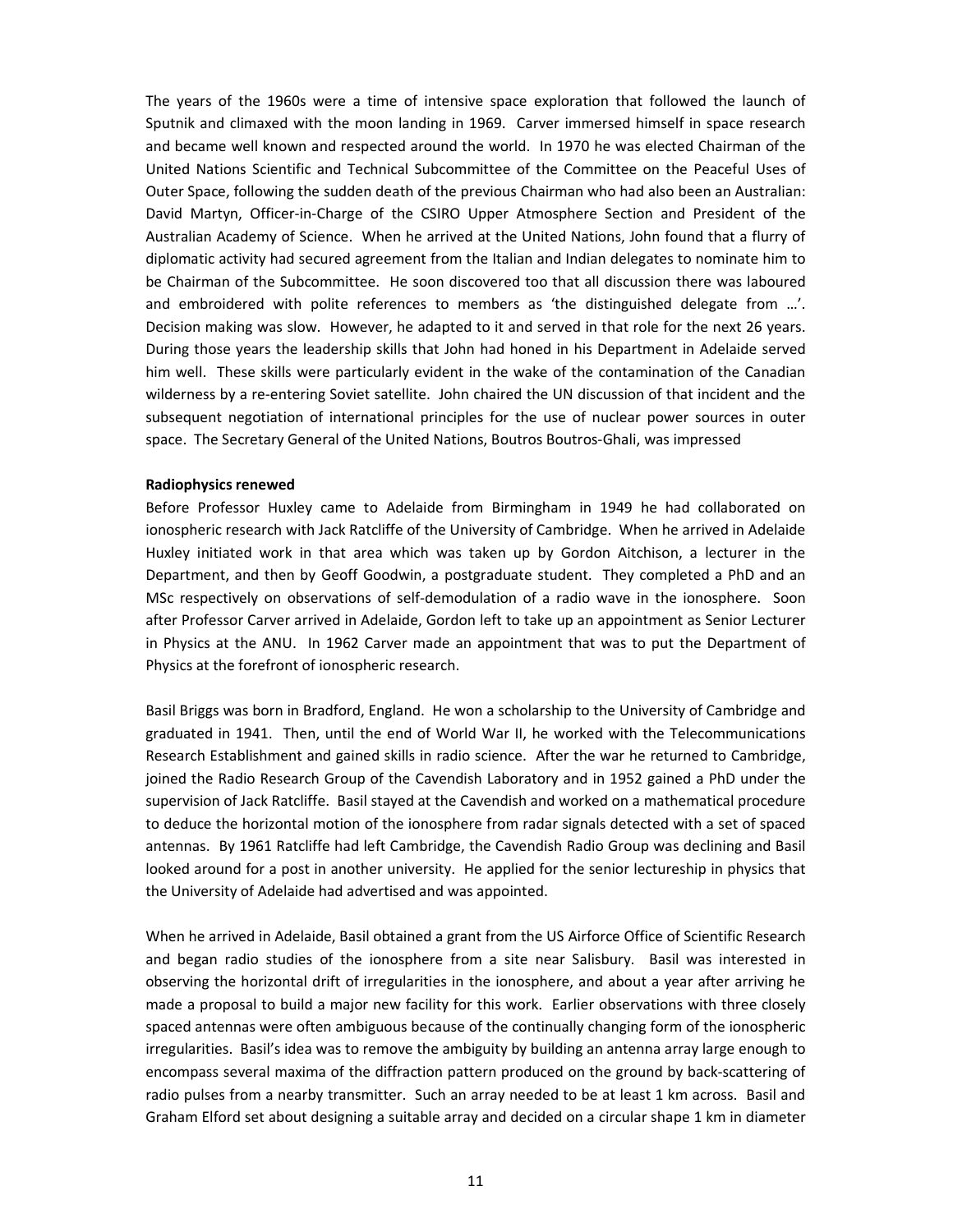The years of the 1960s were a time of intensive space exploration that followed the launch of Sputnik and climaxed with the moon landing in 1969. Carver immersed himself in space research and became well known and respected around the world. In 1970 he was elected Chairman of the United Nations Scientific and Technical Subcommittee of the Committee on the Peaceful Uses of Outer Space, following the sudden death of the previous Chairman who had also been an Australian: David Martyn, Officer-in-Charge of the CSIRO Upper Atmosphere Section and President of the Australian Academy of Science. When he arrived at the United Nations, John found that a flurry of diplomatic activity had secured agreement from the Italian and Indian delegates to nominate him to be Chairman of the Subcommittee. He soon discovered too that all discussion there was laboured and embroidered with polite references to members as 'the distinguished delegate from …'. Decision making was slow. However, he adapted to it and served in that role for the next 26 years. During those years the leadership skills that John had honed in his Department in Adelaide served him well. These skills were particularly evident in the wake of the contamination of the Canadian wilderness by a re-entering Soviet satellite. John chaired the UN discussion of that incident and the subsequent negotiation of international principles for the use of nuclear power sources in outer space. The Secretary General of the United Nations, Boutros Boutros-Ghali, was impressed

**Radiophysics renewed**

Before Professor Huxley came to Adelaide from Birmingham in 1949 he had collaborated on ionospheric research with Jack Ratcliffe of the University of Cambridge. When he arrived in Adelaide Huxley initiated work in that area which was taken up by Gordon Aitchison, a lecturer in the Department, and then by Geoff Goodwin, a postgraduate student. They completed a PhD and an MSc respectively on observations of self-demodulation of a radio wave in the ionosphere. Soon after Professor Carver arrived in Adelaide, Gordon left to take up an appointment as Senior Lecturer in Physics at the ANU. In 1962 Carver made an appointment that was to put the Department of Physics at the forefront of ionospheric research.

Basil Briggs was born in Bradford, England. He won a scholarship to the University of Cambridge and graduated in 1941. Then, until the end of World War II, he worked with the Telecommunications Research Establishment and gained skills in radio science. After the war he returned to Cambridge, joined the Radio Research Group of the Cavendish Laboratory and in 1952 gained a PhD under the supervision of Jack Ratcliffe. Basil stayed at the Cavendish and worked on a mathematical procedure to deduce the horizontal motion of the ionosphere from radar signals detected with a set of spaced antennas. By 1961 Ratcliffe had left Cambridge, the Cavendish Radio Group was declining and Basil looked around for a post in another university. He applied for the senior lectureship in physics that the University of Adelaide had advertised and was appointed.

When he arrived in Adelaide, Basil obtained a grant from the US Airforce Office of Scientific Research and began radio studies of the ionosphere from a site near Salisbury. Basil was interested in observing the horizontal drift of irregularities in the ionosphere, and about a year after arriving he made a proposal to build a major new facility for this work. Earlier observations with three closely spaced antennas were often ambiguous because of the continually changing form of the ionospheric irregularities. Basil's idea was to remove the ambiguity by building an antenna array large enough to encompass several maxima of the diffraction pattern produced on the ground by back-scattering of radio pulses from a nearby transmitter. Such an array needed to be at least 1 km across. Basil and Graham Elford set about designing a suitable array and decided on a circular shape 1 km in diameter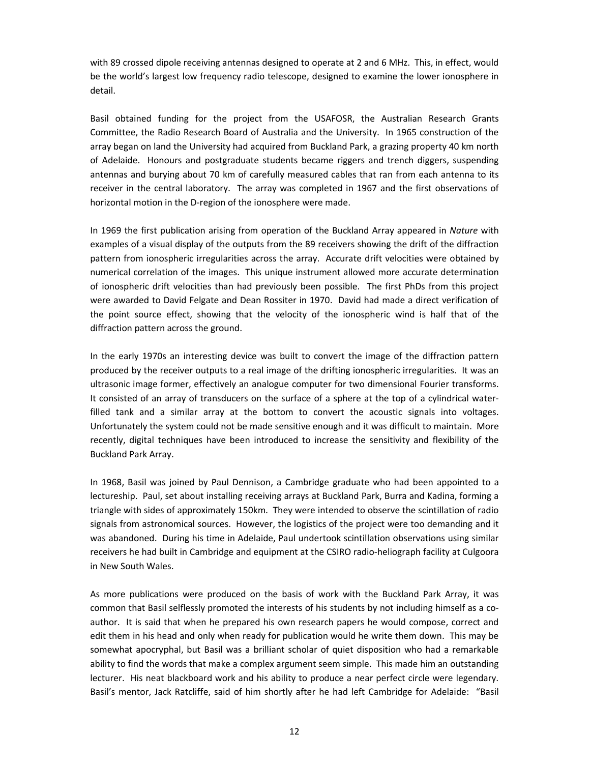with 89 crossed dipole receiving antennas designed to operate at 2 and 6 MHz. This, in effect, would be the world's largest low frequency radio telescope, designed to examine the lower ionosphere in detail.

Basil obtained funding for the project from the USAFOSR, the Australian Research Grants Committee, the Radio Research Board of Australia and the University. In 1965 construction of the array began on land the University had acquired from Buckland Park, a grazing property 40 km north of Adelaide. Honours and postgraduate students became riggers and trench diggers, suspending antennas and burying about 70 km of carefully measured cables that ran from each antenna to its receiver in the central laboratory. The array was completed in 1967 and the first observations of horizontal motion in the D-region of the ionosphere were made.

In 1969 the first publication arising from operation of the Buckland Array appeared in *Nature* with examples of a visual display of the outputs from the 89 receivers showing the drift of the diffraction pattern from ionospheric irregularities across the array. Accurate drift velocities were obtained by numerical correlation of the images. This unique instrument allowed more accurate determination of ionospheric drift velocities than had previously been possible. The first PhDs from this project were awarded to David Felgate and Dean Rossiter in 1970. David had made a direct verification of the point source effect, showing that the velocity of the ionospheric wind is half that of the diffraction pattern across the ground.

In the early 1970s an interesting device was built to convert the image of the diffraction pattern produced by the receiver outputs to a real image of the drifting ionospheric irregularities. It was an ultrasonic image former, effectively an analogue computer for two dimensional Fourier transforms. It consisted of an array of transducers on the surface of a sphere at the top of a cylindrical water-filled tank and a similar array at the bottom to convert the acoustic signals into voltages. Unfortunately the system could not be made sensitive enough and it was difficult to maintain. More recently, digital techniques have been introduced to increase the sensitivity and flexibility of the Buckland Park Array.

In 1968, Basil was joined by Paul Dennison, a Cambridge graduate who had been appointed to a lectureship. Paul, set about installing receiving arrays at Buckland Park, Burra and Kadina, forming a triangle with sides of approximately 150km. They were intended to observe the scintillation of radio signals from astronomical sources. However, the logistics of the project were too demanding and it was abandoned. During his time in Adelaide, Paul undertook scintillation observations using similar receivers he had built in Cambridge and equipment at the CSIRO radio-heliograph facility at Culgoora in New South Wales.

As more publications were produced on the basis of work with the Buckland Park Array, it was common that Basil selflessly promoted the interests of his students by not including himself as a co-author. It is said that when he prepared his own research papers he would compose, correct and edit them in his head and only when ready for publication would he write them down. This may be somewhat apocryphal, but Basil was a brilliant scholar of quiet disposition who had a remarkable ability to find the words that make a complex argument seem simple. This made him an outstanding lecturer. His neat blackboard work and his ability to produce a near perfect circle were legendary. Basil's mentor, Jack Ratcliffe, said of him shortly after he had left Cambridge for Adelaide: "Basil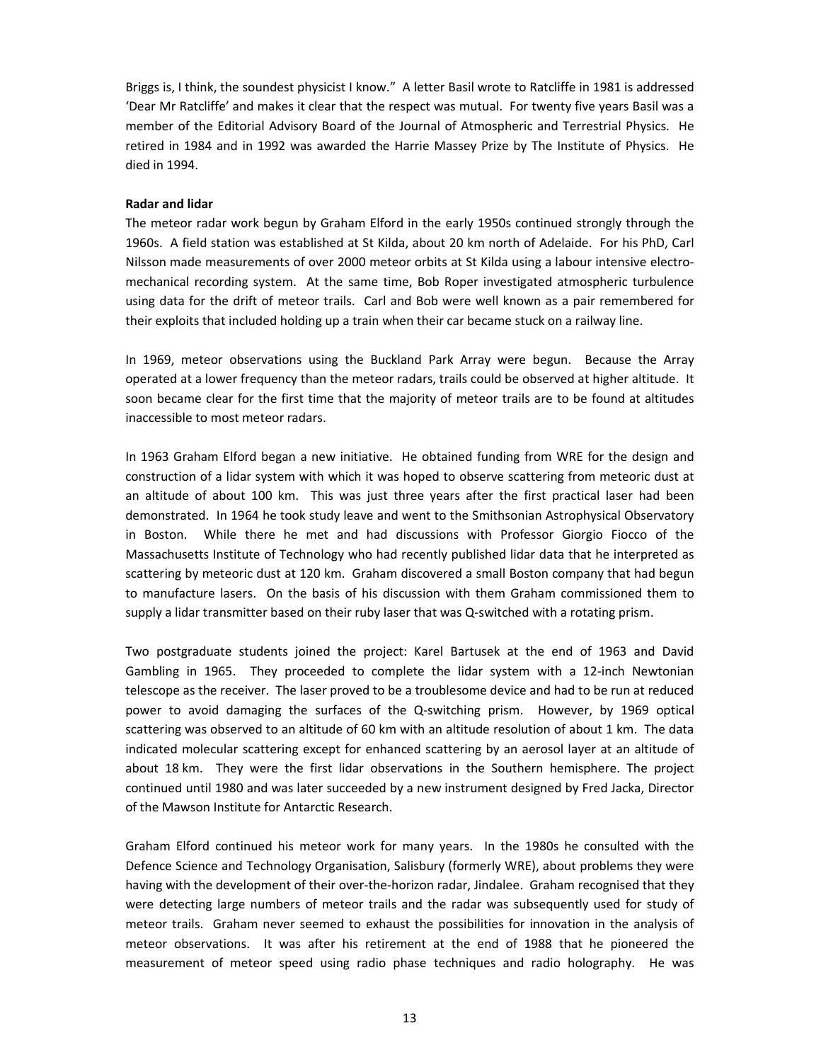Briggs is, I think, the soundest physicist I know." A letter Basil wrote to Ratcliffe in 1981 is addressed 'Dear Mr Ratcliffe' and makes it clear that the respect was mutual. For twenty five years Basil was a member of the Editorial Advisory Board of the Journal of Atmospheric and Terrestrial Physics. He retired in 1984 and in 1992 was awarded the Harrie Massey Prize by The Institute of Physics. He died in 1994.

**Radar and lidar**

The meteor radar work begun by Graham Elford in the early 1950s continued strongly through the 1960s. A field station was established at St Kilda, about 20 km north of Adelaide. For his PhD, Carl Nilsson made measurements of over 2000 meteor orbits at St Kilda using a labour intensive electro-mechanical recording system. At the same time, Bob Roper investigated atmospheric turbulence using data for the drift of meteor trails. Carl and Bob were well known as a pair remembered for their exploits that included holding up a train when their car became stuck on a railway line.

In 1969, meteor observations using the Buckland Park Array were begun. Because the Array operated at a lower frequency than the meteor radars, trails could be observed at higher altitude. It soon became clear for the first time that the majority of meteor trails are to be found at altitudes inaccessible to most meteor radars.

In 1963 Graham Elford began a new initiative. He obtained funding from WRE for the design and construction of a lidar system with which it was hoped to observe scattering from meteoric dust at an altitude of about 100 km. This was just three years after the first practical laser had been demonstrated. In 1964 he took study leave and went to the Smithsonian Astrophysical Observatory in Boston. While there he met and had discussions with Professor Giorgio Fiocco of the Massachusetts Institute of Technology who had recently published lidar data that he interpreted as scattering by meteoric dust at 120 km. Graham discovered a small Boston company that had begun to manufacture lasers. On the basis of his discussion with them Graham commissioned them to supply a lidar transmitter based on their ruby laser that was Q-switched with a rotating prism.

Two postgraduate students joined the project: Karel Bartusek at the end of 1963 and David Gambling in 1965. They proceeded to complete the lidar system with a 12-inch Newtonian telescope as the receiver. The laser proved to be a troublesome device and had to be run at reduced power to avoid damaging the surfaces of the Q-switching prism. However, by 1969 optical scattering was observed to an altitude of 60 km with an altitude resolution of about 1 km. The data indicated molecular scattering except for enhanced scattering by an aerosol layer at an altitude of about 18 km. They were the first lidar observations in the Southern hemisphere. The project continued until 1980 and was later succeeded by a new instrument designed by Fred Jacka, Director of the Mawson Institute for Antarctic Research.

Graham Elford continued his meteor work for many years. In the 1980s he consulted with the Defence Science and Technology Organisation, Salisbury (formerly WRE), about problems they were having with the development of their over-the-horizon radar, Jindalee. Graham recognised that they were detecting large numbers of meteor trails and the radar was subsequently used for study of meteor trails. Graham never seemed to exhaust the possibilities for innovation in the analysis of meteor observations. It was after his retirement at the end of 1988 that he pioneered the measurement of meteor speed using radio phase techniques and radio holography. He was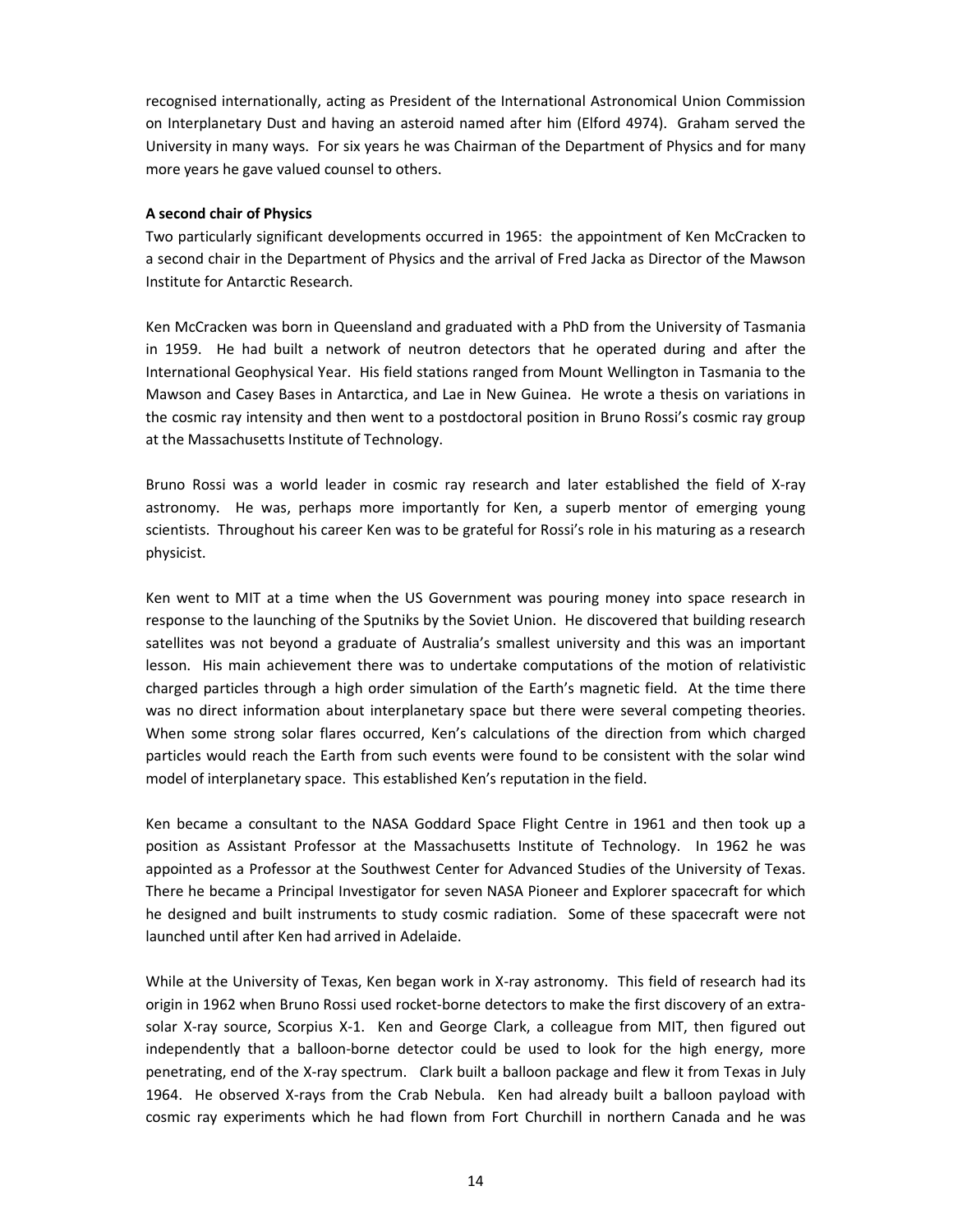recognised internationally, acting as President of the International Astronomical Union Commission on Interplanetary Dust and having an asteroid named after him (Elford 4974). Graham served the University in many ways. For six years he was Chairman of the Department of Physics and for many more years he gave valued counsel to others.

**A second chair of Physics**

Two particularly significant developments occurred in 1965: the appointment of Ken McCracken to a second chair in the Department of Physics and the arrival of Fred Jacka as Director of the Mawson Institute for Antarctic Research.

Ken McCracken was born in Queensland and graduated with a PhD from the University of Tasmania in 1959. He had built a network of neutron detectors that he operated during and after the International Geophysical Year. His field stations ranged from Mount Wellington in Tasmania to the Mawson and Casey Bases in Antarctica, and Lae in New Guinea. He wrote a thesis on variations in the cosmic ray intensity and then went to a postdoctoral position in Bruno Rossi's cosmic ray group at the Massachusetts Institute of Technology.

Bruno Rossi was a world leader in cosmic ray research and later established the field of X-ray astronomy. He was, perhaps more importantly for Ken, a superb mentor of emerging young scientists. Throughout his career Ken was to be grateful for Rossi's role in his maturing as a research physicist.

Ken went to MIT at a time when the US Government was pouring money into space research in response to the launching of the Sputniks by the Soviet Union. He discovered that building research satellites was not beyond a graduate of Australia's smallest university and this was an important lesson. His main achievement there was to undertake computations of the motion of relativistic charged particles through a high order simulation of the Earth's magnetic field. At the time there was no direct information about interplanetary space but there were several competing theories. When some strong solar flares occurred, Ken's calculations of the direction from which charged particles would reach the Earth from such events were found to be consistent with the solar wind model of interplanetary space. This established Ken's reputation in the field.

Ken became a consultant to the NASA Goddard Space Flight Centre in 1961 and then took up a position as Assistant Professor at the Massachusetts Institute of Technology. In 1962 he was appointed as a Professor at the Southwest Center for Advanced Studies of the University of Texas. There he became a Principal Investigator for seven NASA Pioneer and Explorer spacecraft for which he designed and built instruments to study cosmic radiation. Some of these spacecraft were not launched until after Ken had arrived in Adelaide.

While at the University of Texas, Ken began work in X-ray astronomy. This field of research had its origin in 1962 when Bruno Rossi used rocket-borne detectors to make the first discovery of an extra-solar X-ray source, Scorpius X-1. Ken and George Clark, a colleague from MIT, then figured out independently that a balloon-borne detector could be used to look for the high energy, more penetrating, end of the X-ray spectrum. Clark built a balloon package and flew it from Texas in July 1964. He observed X-rays from the Crab Nebula. Ken had already built a balloon payload with cosmic ray experiments which he had flown from Fort Churchill in northern Canada and he was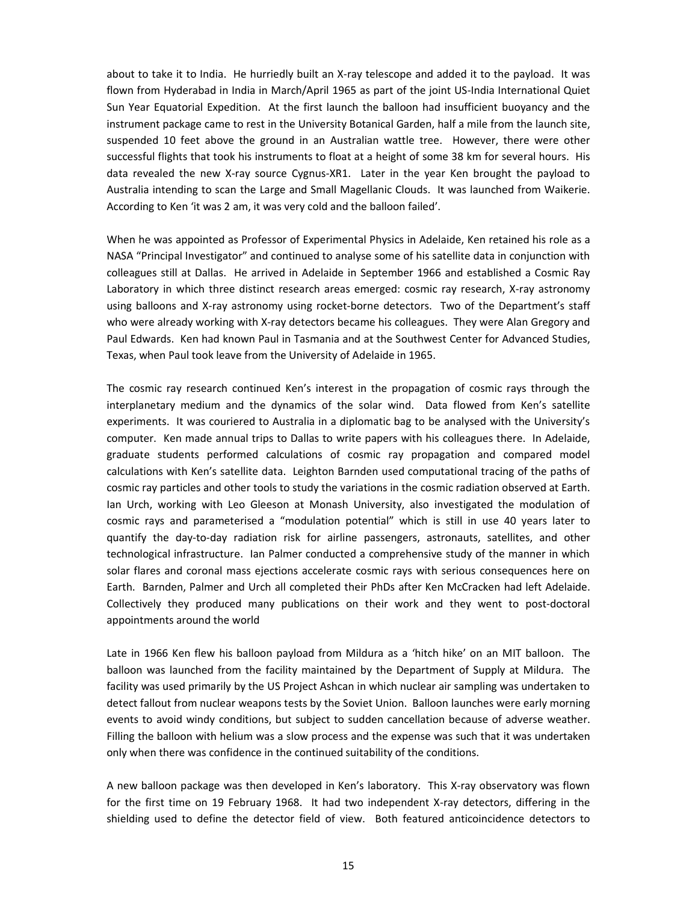about to take it to India. He hurriedly built an X-ray telescope and added it to the payload. It was flown from Hyderabad in India in March/April 1965 as part of the joint US-India International Quiet Sun Year Equatorial Expedition. At the first launch the balloon had insufficient buoyancy and the instrument package came to rest in the University Botanical Garden, half a mile from the launch site, suspended 10 feet above the ground in an Australian wattle tree. However, there were other successful flights that took his instruments to float at a height of some 38 km for several hours. His data revealed the new X-ray source Cygnus-XR1. Later in the year Ken brought the payload to Australia intending to scan the Large and Small Magellanic Clouds. It was launched from Waikerie. According to Ken 'it was 2 am, it was very cold and the balloon failed'.

When he was appointed as Professor of Experimental Physics in Adelaide, Ken retained his role as a NASA "Principal Investigator" and continued to analyse some of his satellite data in conjunction with colleagues still at Dallas. He arrived in Adelaide in September 1966 and established a Cosmic Ray Laboratory in which three distinct research areas emerged: cosmic ray research, X-ray astronomy using balloons and X-ray astronomy using rocket-borne detectors. Two of the Department's staff who were already working with X-ray detectors became his colleagues. They were Alan Gregory and Paul Edwards. Ken had known Paul in Tasmania and at the Southwest Center for Advanced Studies, Texas, when Paul took leave from the University of Adelaide in 1965.

The cosmic ray research continued Ken's interest in the propagation of cosmic rays through the interplanetary medium and the dynamics of the solar wind. Data flowed from Ken's satellite experiments. It was couriered to Australia in a diplomatic bag to be analysed with the University's computer. Ken made annual trips to Dallas to write papers with his colleagues there. In Adelaide, graduate students performed calculations of cosmic ray propagation and compared model calculations with Ken's satellite data. Leighton Barnden used computational tracing of the paths of cosmic ray particles and other tools to study the variations in the cosmic radiation observed at Earth. Ian Urch, working with Leo Gleeson at Monash University, also investigated the modulation of cosmic rays and parameterised a "modulation potential" which is still in use 40 years later to quantify the day-to-day radiation risk for airline passengers, astronauts, satellites, and other technological infrastructure. Ian Palmer conducted a comprehensive study of the manner in which solar flares and coronal mass ejections accelerate cosmic rays with serious consequences here on Earth. Barnden, Palmer and Urch all completed their PhDs after Ken McCracken had left Adelaide. Collectively they produced many publications on their work and they went to post-doctoral appointments around the world

Late in 1966 Ken flew his balloon payload from Mildura as a 'hitch hike' on an MIT balloon. The balloon was launched from the facility maintained by the Department of Supply at Mildura. The facility was used primarily by the US Project Ashcan in which nuclear air sampling was undertaken to detect fallout from nuclear weapons tests by the Soviet Union. Balloon launches were early morning events to avoid windy conditions, but subject to sudden cancellation because of adverse weather. Filling the balloon with helium was a slow process and the expense was such that it was undertaken only when there was confidence in the continued suitability of the conditions.

A new balloon package was then developed in Ken's laboratory. This X-ray observatory was flown for the first time on 19 February 1968. It had two independent X-ray detectors, differing in the shielding used to define the detector field of view. Both featured anticoincidence detectors to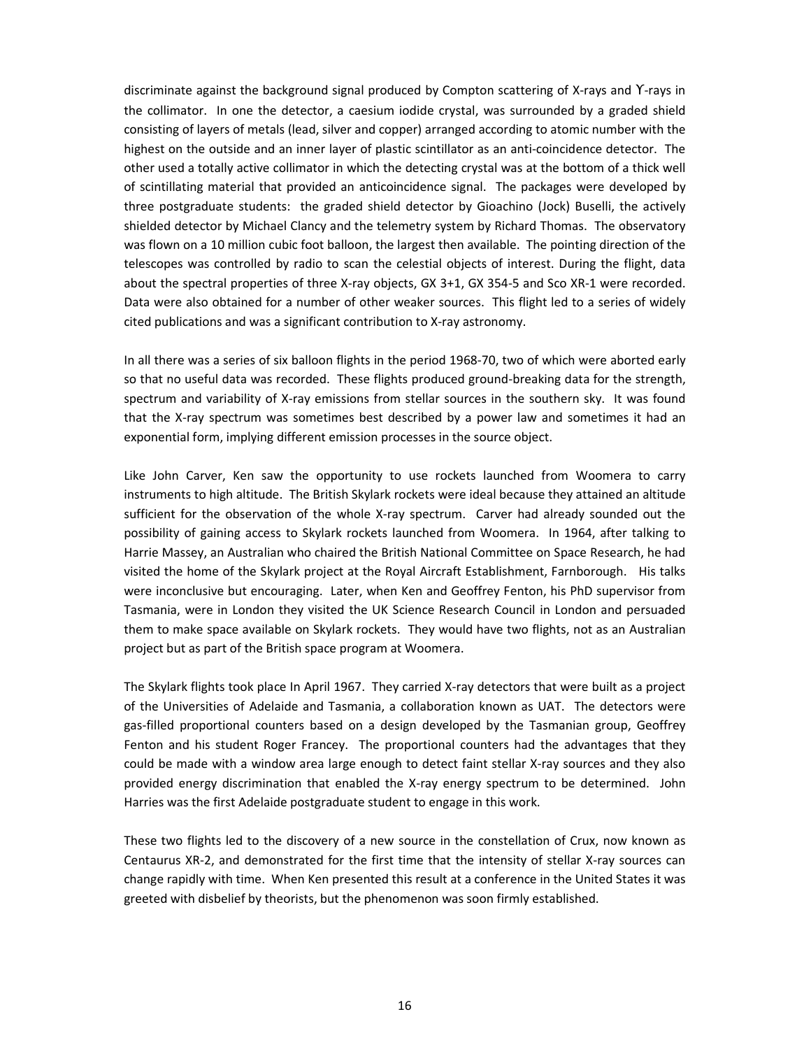discriminate against the background signal produced by Compton scattering of X-rays and ϒ-rays in the collimator. In one the detector, a caesium iodide crystal, was surrounded by a graded shield consisting of layers of metals (lead, silver and copper) arranged according to atomic number with the highest on the outside and an inner layer of plastic scintillator as an anti-coincidence detector. The other used a totally active collimator in which the detecting crystal was at the bottom of a thick well of scintillating material that provided an anticoincidence signal. The packages were developed by three postgraduate students: the graded shield detector by Gioachino (Jock) Buselli, the actively shielded detector by Michael Clancy and the telemetry system by Richard Thomas. The observatory was flown on a 10 million cubic foot balloon, the largest then available. The pointing direction of the telescopes was controlled by radio to scan the celestial objects of interest. During the flight, data about the spectral properties of three X-ray objects, GX 3+1, GX 354-5 and Sco XR-1 were recorded. Data were also obtained for a number of other weaker sources. This flight led to a series of widely cited publications and was a significant contribution to X-ray astronomy.

In all there was a series of six balloon flights in the period 1968-70, two of which were aborted early so that no useful data was recorded. These flights produced ground-breaking data for the strength, spectrum and variability of X-ray emissions from stellar sources in the southern sky. It was found that the X-ray spectrum was sometimes best described by a power law and sometimes it had an exponential form, implying different emission processes in the source object.

Like John Carver, Ken saw the opportunity to use rockets launched from Woomera to carry instruments to high altitude. The British Skylark rockets were ideal because they attained an altitude sufficient for the observation of the whole X-ray spectrum. Carver had already sounded out the possibility of gaining access to Skylark rockets launched from Woomera. In 1964, after talking to Harrie Massey, an Australian who chaired the British National Committee on Space Research, he had visited the home of the Skylark project at the Royal Aircraft Establishment, Farnborough. His talks were inconclusive but encouraging. Later, when Ken and Geoffrey Fenton, his PhD supervisor from Tasmania, were in London they visited the UK Science Research Council in London and persuaded them to make space available on Skylark rockets. They would have two flights, not as an Australian project but as part of the British space program at Woomera.

The Skylark flights took place In April 1967. They carried X-ray detectors that were built as a project of the Universities of Adelaide and Tasmania, a collaboration known as UAT. The detectors were gas-filled proportional counters based on a design developed by the Tasmanian group, Geoffrey Fenton and his student Roger Francey. The proportional counters had the advantages that they could be made with a window area large enough to detect faint stellar X-ray sources and they also provided energy discrimination that enabled the X-ray energy spectrum to be determined. John Harries was the first Adelaide postgraduate student to engage in this work.

These two flights led to the discovery of a new source in the constellation of Crux, now known as Centaurus XR-2, and demonstrated for the first time that the intensity of stellar X-ray sources can change rapidly with time. When Ken presented this result at a conference in the United States it was greeted with disbelief by theorists, but the phenomenon was soon firmly established.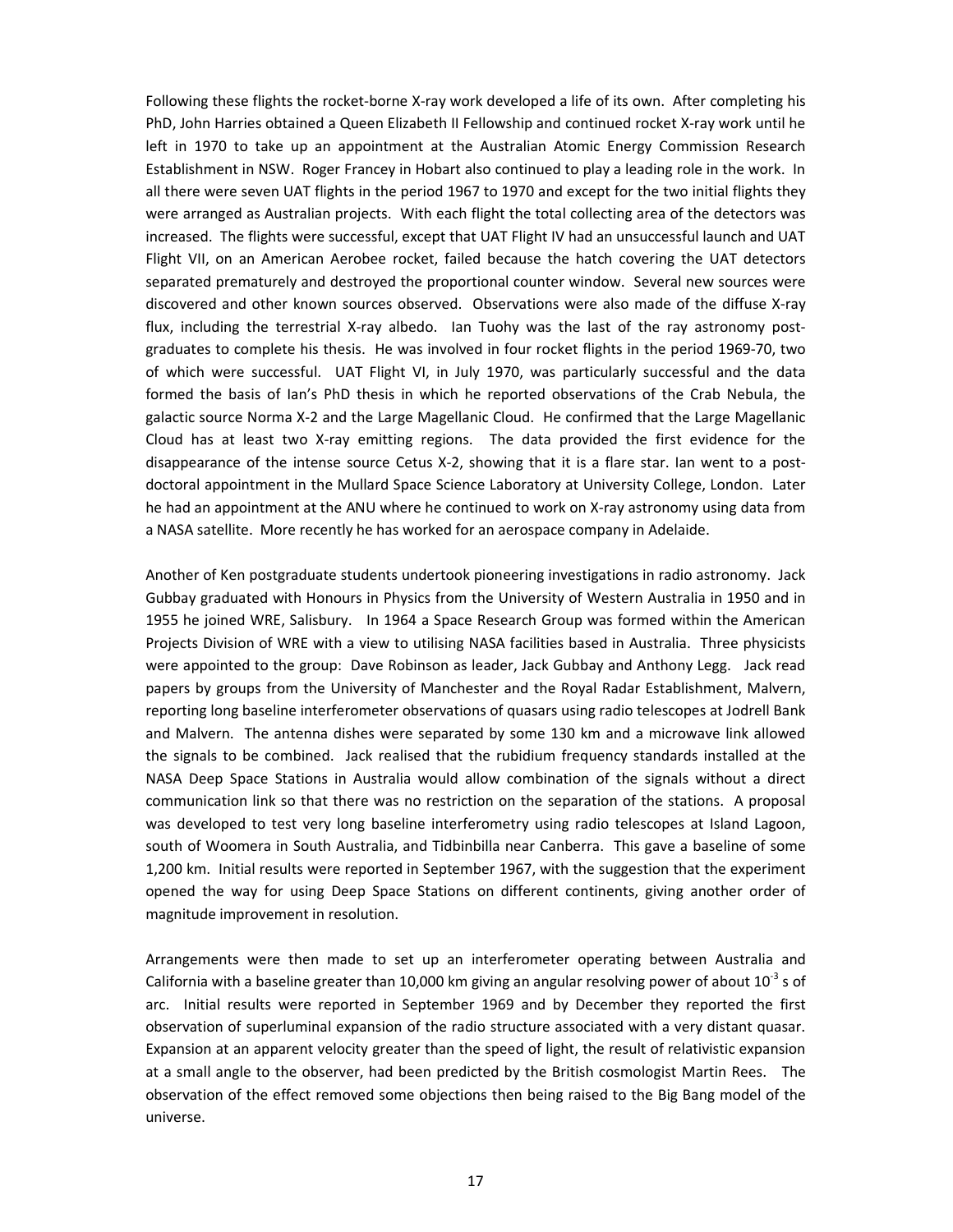Following these flights the rocket-borne X-ray work developed a life of its own. After completing his PhD, John Harries obtained a Queen Elizabeth II Fellowship and continued rocket X-ray work until he left in 1970 to take up an appointment at the Australian Atomic Energy Commission Research Establishment in NSW. Roger Francey in Hobart also continued to play a leading role in the work. In all there were seven UAT flights in the period 1967 to 1970 and except for the two initial flights they were arranged as Australian projects. With each flight the total collecting area of the detectors was increased. The flights were successful, except that UAT Flight IV had an unsuccessful launch and UAT Flight VII, on an American Aerobee rocket, failed because the hatch covering the UAT detectors separated prematurely and destroyed the proportional counter window. Several new sources were discovered and other known sources observed. Observations were also made of the diffuse X-ray flux, including the terrestrial X-ray albedo. Ian Tuohy was the last of the ray astronomy post-graduates to complete his thesis. He was involved in four rocket flights in the period 1969-70, two of which were successful. UAT Flight VI, in July 1970, was particularly successful and the data formed the basis of Ian's PhD thesis in which he reported observations of the Crab Nebula, the galactic source Norma X-2 and the Large Magellanic Cloud. He confirmed that the Large Magellanic Cloud has at least two X-ray emitting regions. The data provided the first evidence for the disappearance of the intense source Cetus X-2, showing that it is a flare star. Ian went to a post-doctoral appointment in the Mullard Space Science Laboratory at University College, London. Later he had an appointment at the ANU where he continued to work on X-ray astronomy using data from a NASA satellite. More recently he has worked for an aerospace company in Adelaide.

Another of Ken postgraduate students undertook pioneering investigations in radio astronomy. Jack Gubbay graduated with Honours in Physics from the University of Western Australia in 1950 and in 1955 he joined WRE, Salisbury. In 1964 a Space Research Group was formed within the American Projects Division of WRE with a view to utilising NASA facilities based in Australia. Three physicists were appointed to the group: Dave Robinson as leader, Jack Gubbay and Anthony Legg. Jack read papers by groups from the University of Manchester and the Royal Radar Establishment, Malvern, reporting long baseline interferometer observations of quasars using radio telescopes at Jodrell Bank and Malvern. The antenna dishes were separated by some 130 km and a microwave link allowed the signals to be combined. Jack realised that the rubidium frequency standards installed at the NASA Deep Space Stations in Australia would allow combination of the signals without a direct communication link so that there was no restriction on the separation of the stations. A proposal was developed to test very long baseline interferometry using radio telescopes at Island Lagoon, south of Woomera in South Australia, and Tidbinbilla near Canberra. This gave a baseline of some 1,200 km. Initial results were reported in September 1967, with the suggestion that the experiment opened the way for using Deep Space Stations on different continents, giving another order of magnitude improvement in resolution.

Arrangements were then made to set up an interferometer operating between Australia and California with a baseline greater than 10,000 km giving an angular resolving power of about $10^{-3}$ s of arc. Initial results were reported in September 1969 and by December they reported the first observation of superluminal expansion of the radio structure associated with a very distant quasar. Expansion at an apparent velocity greater than the speed of light, the result of relativistic expansion at a small angle to the observer, had been predicted by the British cosmologist Martin Rees. The observation of the effect removed some objections then being raised to the Big Bang model of the universe.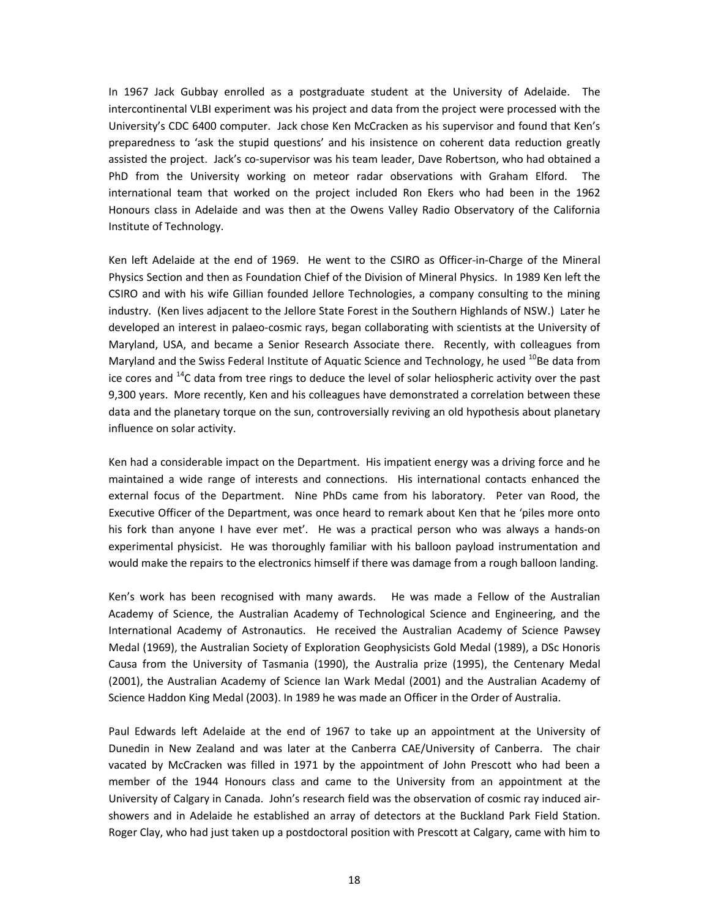In 1967 Jack Gubbay enrolled as a postgraduate student at the University of Adelaide. The intercontinental VLBI experiment was his project and data from the project were processed with the University's CDC 6400 computer. Jack chose Ken McCracken as his supervisor and found that Ken's preparedness to 'ask the stupid questions' and his insistence on coherent data reduction greatly assisted the project. Jack's co-supervisor was his team leader, Dave Robertson, who had obtained a PhD from the University working on meteor radar observations with Graham Elford. The international team that worked on the project included Ron Ekers who had been in the 1962 Honours class in Adelaide and was then at the Owens Valley Radio Observatory of the California Institute of Technology.

Ken left Adelaide at the end of 1969. He went to the CSIRO as Officer-in-Charge of the Mineral Physics Section and then as Foundation Chief of the Division of Mineral Physics. In 1989 Ken left the CSIRO and with his wife Gillian founded Jellore Technologies, a company consulting to the mining industry. (Ken lives adjacent to the Jellore State Forest in the Southern Highlands of NSW.) Later he developed an interest in palaeo-cosmic rays, began collaborating with scientists at the University of Maryland, USA, and became a Senior Research Associate there. Recently, with colleagues from Maryland and the Swiss Federal Institute of Aquatic Science and Technology, he used $^{10}Be$ data from ice cores and $^{14}C$ data from tree rings to deduce the level of solar heliospheric activity over the past 9,300 years. More recently, Ken and his colleagues have demonstrated a correlation between these data and the planetary torque on the sun, controversially reviving an old hypothesis about planetary influence on solar activity.

Ken had a considerable impact on the Department. His impatient energy was a driving force and he maintained a wide range of interests and connections. His international contacts enhanced the external focus of the Department. Nine PhDs came from his laboratory. Peter van Rood, the Executive Officer of the Department, was once heard to remark about Ken that he 'piles more onto his fork than anyone I have ever met'. He was a practical person who was always a hands-on experimental physicist. He was thoroughly familiar with his balloon payload instrumentation and would make the repairs to the electronics himself if there was damage from a rough balloon landing.

Ken's work has been recognised with many awards. He was made a Fellow of the Australian Academy of Science, the Australian Academy of Technological Science and Engineering, and the International Academy of Astronautics. He received the Australian Academy of Science Pawsey Medal (1969), the Australian Society of Exploration Geophysicists Gold Medal (1989), a DSc Honoris Causa from the University of Tasmania (1990), the Australia prize (1995), the Centenary Medal (2001), the Australian Academy of Science Ian Wark Medal (2001) and the Australian Academy of Science Haddon King Medal (2003). In 1989 he was made an Officer in the Order of Australia.

Paul Edwards left Adelaide at the end of 1967 to take up an appointment at the University of Dunedin in New Zealand and was later at the Canberra CAE/University of Canberra. The chair vacated by McCracken was filled in 1971 by the appointment of John Prescott who had been a member of the 1944 Honours class and came to the University from an appointment at the University of Calgary in Canada. John's research field was the observation of cosmic ray induced air-showers and in Adelaide he established an array of detectors at the Buckland Park Field Station. Roger Clay, who had just taken up a postdoctoral position with Prescott at Calgary, came with him to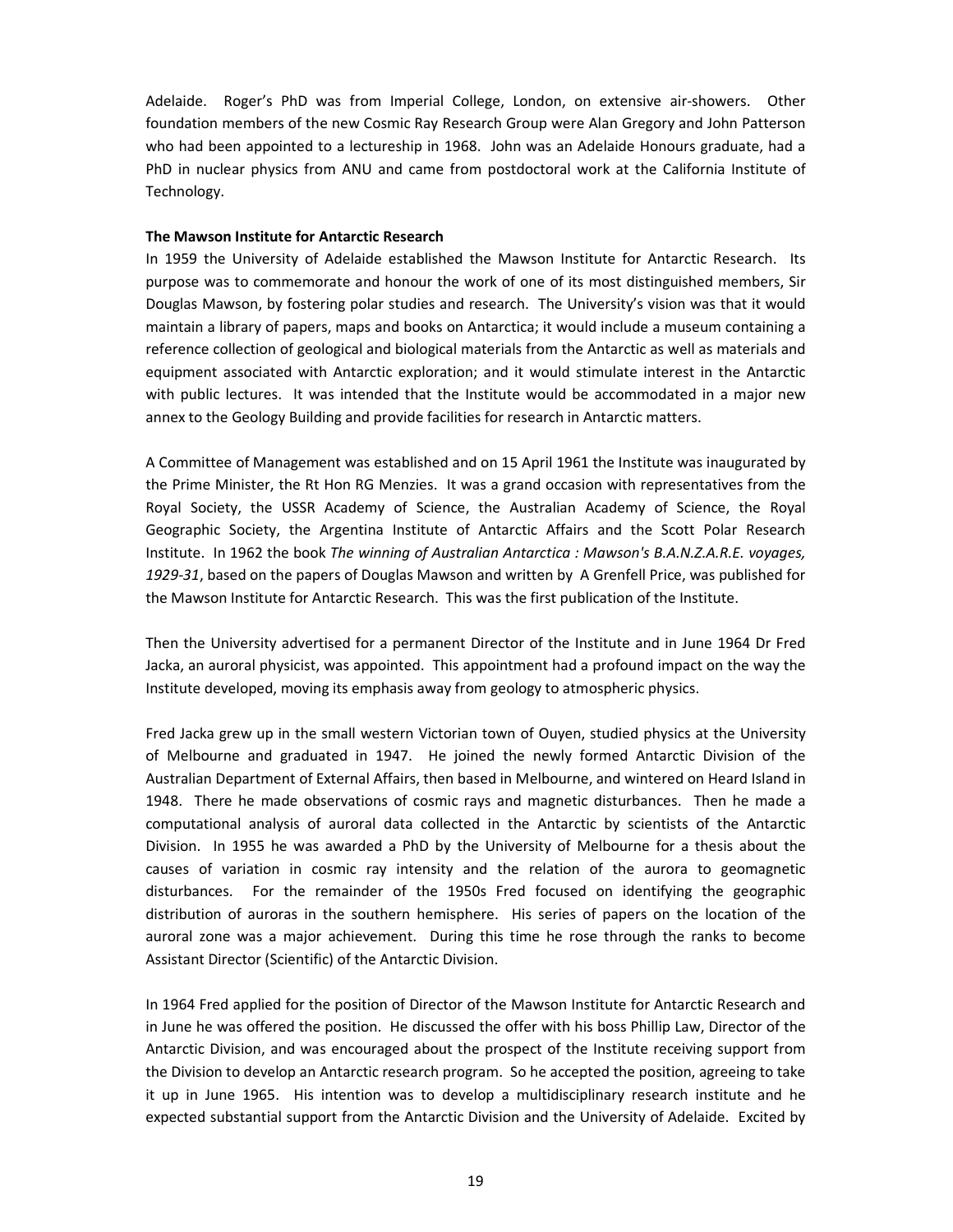Adelaide. Roger's PhD was from Imperial College, London, on extensive air-showers. Other foundation members of the new Cosmic Ray Research Group were Alan Gregory and John Patterson who had been appointed to a lectureship in 1968. John was an Adelaide Honours graduate, had a PhD in nuclear physics from ANU and came from postdoctoral work at the California Institute of Technology.

**The Mawson Institute for Antarctic Research**

In 1959 the University of Adelaide established the Mawson Institute for Antarctic Research. Its purpose was to commemorate and honour the work of one of its most distinguished members, Sir Douglas Mawson, by fostering polar studies and research. The University's vision was that it would maintain a library of papers, maps and books on Antarctica; it would include a museum containing a reference collection of geological and biological materials from the Antarctic as well as materials and equipment associated with Antarctic exploration; and it would stimulate interest in the Antarctic with public lectures. It was intended that the Institute would be accommodated in a major new annex to the Geology Building and provide facilities for research in Antarctic matters.

A Committee of Management was established and on 15 April 1961 the Institute was inaugurated by the Prime Minister, the Rt Hon RG Menzies. It was a grand occasion with representatives from the Royal Society, the USSR Academy of Science, the Australian Academy of Science, the Royal Geographic Society, the Argentina Institute of Antarctic Affairs and the Scott Polar Research Institute. In 1962 the book *The winning of Australian Antarctica : Mawson's B.A.N.Z.A.R.E. voyages, 1929-31*, based on the papers of Douglas Mawson and written by A Grenfell Price, was published for the Mawson Institute for Antarctic Research. This was the first publication of the Institute.

Then the University advertised for a permanent Director of the Institute and in June 1964 Dr Fred Jacka, an auroral physicist, was appointed. This appointment had a profound impact on the way the Institute developed, moving its emphasis away from geology to atmospheric physics.

Fred Jacka grew up in the small western Victorian town of Ouyen, studied physics at the University of Melbourne and graduated in 1947. He joined the newly formed Antarctic Division of the Australian Department of External Affairs, then based in Melbourne, and wintered on Heard Island in 1948. There he made observations of cosmic rays and magnetic disturbances. Then he made a computational analysis of auroral data collected in the Antarctic by scientists of the Antarctic Division. In 1955 he was awarded a PhD by the University of Melbourne for a thesis about the causes of variation in cosmic ray intensity and the relation of the aurora to geomagnetic disturbances. For the remainder of the 1950s Fred focused on identifying the geographic distribution of auroras in the southern hemisphere. His series of papers on the location of the auroral zone was a major achievement. During this time he rose through the ranks to become Assistant Director (Scientific) of the Antarctic Division.

In 1964 Fred applied for the position of Director of the Mawson Institute for Antarctic Research and in June he was offered the position. He discussed the offer with his boss Phillip Law, Director of the Antarctic Division, and was encouraged about the prospect of the Institute receiving support from the Division to develop an Antarctic research program. So he accepted the position, agreeing to take it up in June 1965. His intention was to develop a multidisciplinary research institute and he expected substantial support from the Antarctic Division and the University of Adelaide. Excited by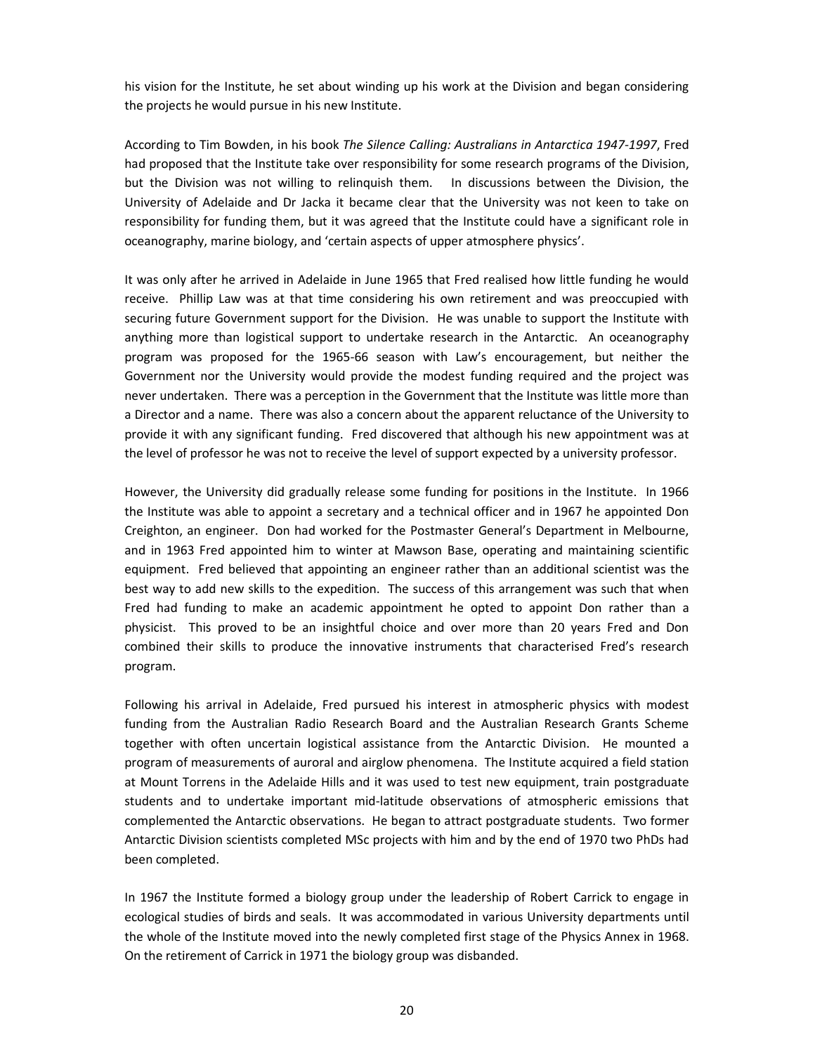his vision for the Institute, he set about winding up his work at the Division and began considering the projects he would pursue in his new Institute.

According to Tim Bowden, in his book *The Silence Calling: Australians in Antarctica 1947-1997*, Fred had proposed that the Institute take over responsibility for some research programs of the Division, but the Division was not willing to relinquish them. In discussions between the Division, the University of Adelaide and Dr Jacka it became clear that the University was not keen to take on responsibility for funding them, but it was agreed that the Institute could have a significant role in oceanography, marine biology, and 'certain aspects of upper atmosphere physics'.

It was only after he arrived in Adelaide in June 1965 that Fred realised how little funding he would receive. Phillip Law was at that time considering his own retirement and was preoccupied with securing future Government support for the Division. He was unable to support the Institute with anything more than logistical support to undertake research in the Antarctic. An oceanography program was proposed for the 1965-66 season with Law's encouragement, but neither the Government nor the University would provide the modest funding required and the project was never undertaken. There was a perception in the Government that the Institute was little more than a Director and a name. There was also a concern about the apparent reluctance of the University to provide it with any significant funding. Fred discovered that although his new appointment was at the level of professor he was not to receive the level of support expected by a university professor.

However, the University did gradually release some funding for positions in the Institute. In 1966 the Institute was able to appoint a secretary and a technical officer and in 1967 he appointed Don Creighton, an engineer. Don had worked for the Postmaster General's Department in Melbourne, and in 1963 Fred appointed him to winter at Mawson Base, operating and maintaining scientific equipment. Fred believed that appointing an engineer rather than an additional scientist was the best way to add new skills to the expedition. The success of this arrangement was such that when Fred had funding to make an academic appointment he opted to appoint Don rather than a physicist. This proved to be an insightful choice and over more than 20 years Fred and Don combined their skills to produce the innovative instruments that characterised Fred's research program.

Following his arrival in Adelaide, Fred pursued his interest in atmospheric physics with modest funding from the Australian Radio Research Board and the Australian Research Grants Scheme together with often uncertain logistical assistance from the Antarctic Division. He mounted a program of measurements of auroral and airglow phenomena. The Institute acquired a field station at Mount Torrens in the Adelaide Hills and it was used to test new equipment, train postgraduate students and to undertake important mid-latitude observations of atmospheric emissions that complemented the Antarctic observations. He began to attract postgraduate students. Two former Antarctic Division scientists completed MSc projects with him and by the end of 1970 two PhDs had been completed.

In 1967 the Institute formed a biology group under the leadership of Robert Carrick to engage in ecological studies of birds and seals. It was accommodated in various University departments until the whole of the Institute moved into the newly completed first stage of the Physics Annex in 1968. On the retirement of Carrick in 1971 the biology group was disbanded.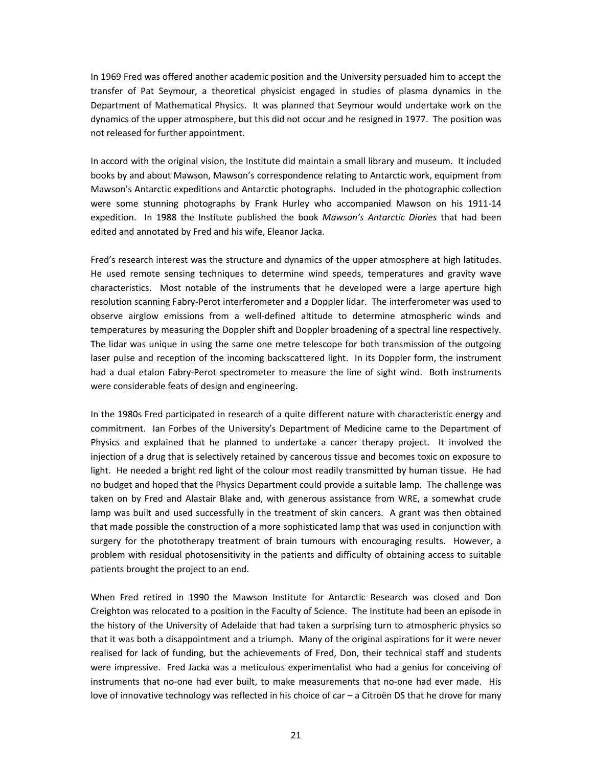In 1969 Fred was offered another academic position and the University persuaded him to accept the transfer of Pat Seymour, a theoretical physicist engaged in studies of plasma dynamics in the Department of Mathematical Physics. It was planned that Seymour would undertake work on the dynamics of the upper atmosphere, but this did not occur and he resigned in 1977. The position was not released for further appointment.

In accord with the original vision, the Institute did maintain a small library and museum. It included books by and about Mawson, Mawson's correspondence relating to Antarctic work, equipment from Mawson's Antarctic expeditions and Antarctic photographs. Included in the photographic collection were some stunning photographs by Frank Hurley who accompanied Mawson on his 1911-14 expedition. In 1988 the Institute published the book *Mawson's Antarctic Diaries* that had been edited and annotated by Fred and his wife, Eleanor Jacka.

Fred's research interest was the structure and dynamics of the upper atmosphere at high latitudes. He used remote sensing techniques to determine wind speeds, temperatures and gravity wave characteristics. Most notable of the instruments that he developed were a large aperture high resolution scanning Fabry-Perot interferometer and a Doppler lidar. The interferometer was used to observe airglow emissions from a well-defined altitude to determine atmospheric winds and temperatures by measuring the Doppler shift and Doppler broadening of a spectral line respectively. The lidar was unique in using the same one metre telescope for both transmission of the outgoing laser pulse and reception of the incoming backscattered light. In its Doppler form, the instrument had a dual etalon Fabry-Perot spectrometer to measure the line of sight wind. Both instruments were considerable feats of design and engineering.

In the 1980s Fred participated in research of a quite different nature with characteristic energy and commitment. Ian Forbes of the University's Department of Medicine came to the Department of Physics and explained that he planned to undertake a cancer therapy project. It involved the injection of a drug that is selectively retained by cancerous tissue and becomes toxic on exposure to light. He needed a bright red light of the colour most readily transmitted by human tissue. He had no budget and hoped that the Physics Department could provide a suitable lamp. The challenge was taken on by Fred and Alastair Blake and, with generous assistance from WRE, a somewhat crude lamp was built and used successfully in the treatment of skin cancers. A grant was then obtained that made possible the construction of a more sophisticated lamp that was used in conjunction with surgery for the phototherapy treatment of brain tumours with encouraging results. However, a problem with residual photosensitivity in the patients and difficulty of obtaining access to suitable patients brought the project to an end.

When Fred retired in 1990 the Mawson Institute for Antarctic Research was closed and Don Creighton was relocated to a position in the Faculty of Science. The Institute had been an episode in the history of the University of Adelaide that had taken a surprising turn to atmospheric physics so that it was both a disappointment and a triumph. Many of the original aspirations for it were never realised for lack of funding, but the achievements of Fred, Don, their technical staff and students were impressive. Fred Jacka was a meticulous experimentalist who had a genius for conceiving of instruments that no-one had ever built, to make measurements that no-one had ever made. His love of innovative technology was reflected in his choice of car – a Citroën DS that he drove for many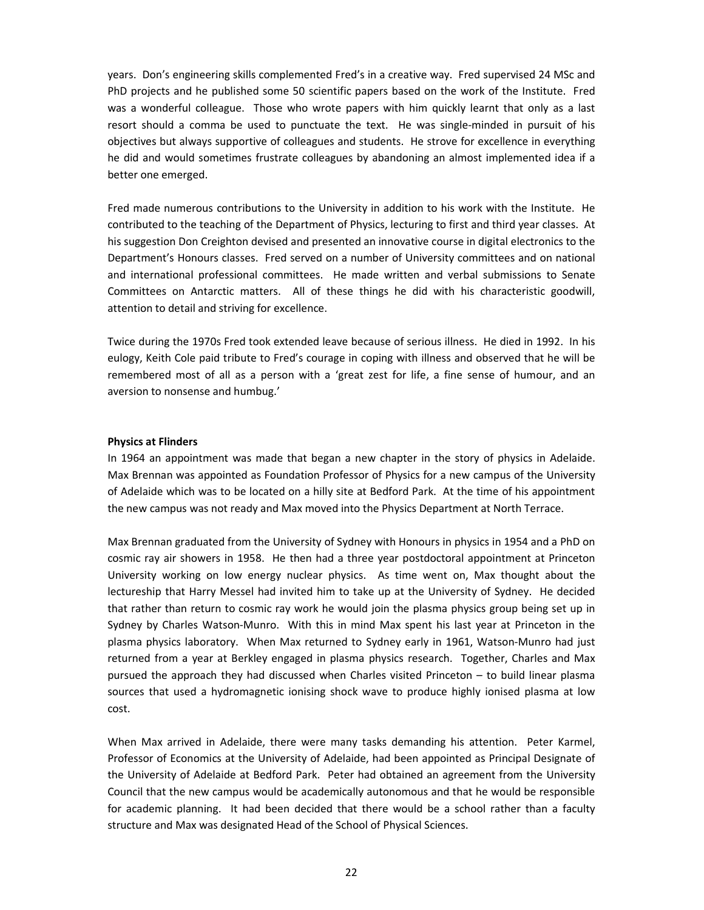years. Don's engineering skills complemented Fred's in a creative way. Fred supervised 24 MSc and PhD projects and he published some 50 scientific papers based on the work of the Institute. Fred was a wonderful colleague. Those who wrote papers with him quickly learnt that only as a last resort should a comma be used to punctuate the text. He was single-minded in pursuit of his objectives but always supportive of colleagues and students. He strove for excellence in everything he did and would sometimes frustrate colleagues by abandoning an almost implemented idea if a better one emerged.

Fred made numerous contributions to the University in addition to his work with the Institute. He contributed to the teaching of the Department of Physics, lecturing to first and third year classes. At his suggestion Don Creighton devised and presented an innovative course in digital electronics to the Department's Honours classes. Fred served on a number of University committees and on national and international professional committees. He made written and verbal submissions to Senate Committees on Antarctic matters. All of these things he did with his characteristic goodwill, attention to detail and striving for excellence.

Twice during the 1970s Fred took extended leave because of serious illness. He died in 1992. In his eulogy, Keith Cole paid tribute to Fred's courage in coping with illness and observed that he will be remembered most of all as a person with a 'great zest for life, a fine sense of humour, and an aversion to nonsense and humbug.'

**Physics at Flinders**

In 1964 an appointment was made that began a new chapter in the story of physics in Adelaide. Max Brennan was appointed as Foundation Professor of Physics for a new campus of the University of Adelaide which was to be located on a hilly site at Bedford Park. At the time of his appointment the new campus was not ready and Max moved into the Physics Department at North Terrace.

Max Brennan graduated from the University of Sydney with Honours in physics in 1954 and a PhD on cosmic ray air showers in 1958. He then had a three year postdoctoral appointment at Princeton University working on low energy nuclear physics. As time went on, Max thought about the lectureship that Harry Messel had invited him to take up at the University of Sydney. He decided that rather than return to cosmic ray work he would join the plasma physics group being set up in Sydney by Charles Watson-Munro. With this in mind Max spent his last year at Princeton in the plasma physics laboratory. When Max returned to Sydney early in 1961, Watson-Munro had just returned from a year at Berkley engaged in plasma physics research. Together, Charles and Max pursued the approach they had discussed when Charles visited Princeton – to build linear plasma sources that used a hydromagnetic ionising shock wave to produce highly ionised plasma at low cost.

When Max arrived in Adelaide, there were many tasks demanding his attention. Peter Karmel, Professor of Economics at the University of Adelaide, had been appointed as Principal Designate of the University of Adelaide at Bedford Park. Peter had obtained an agreement from the University Council that the new campus would be academically autonomous and that he would be responsible for academic planning. It had been decided that there would be a school rather than a faculty structure and Max was designated Head of the School of Physical Sciences.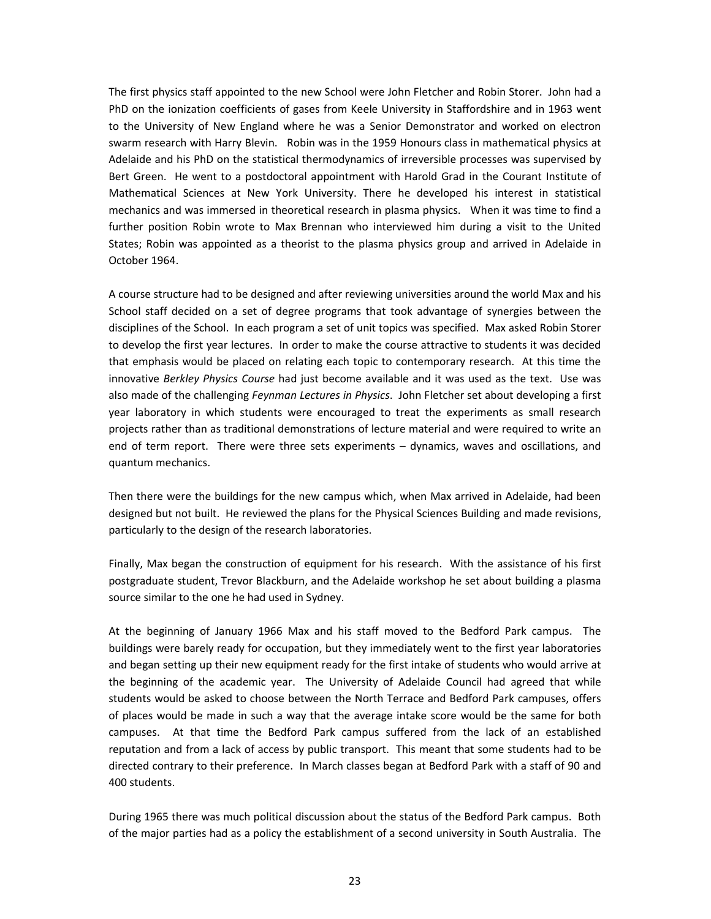The first physics staff appointed to the new School were John Fletcher and Robin Storer. John had a PhD on the ionization coefficients of gases from Keele University in Staffordshire and in 1963 went to the University of New England where he was a Senior Demonstrator and worked on electron swarm research with Harry Blevin. Robin was in the 1959 Honours class in mathematical physics at Adelaide and his PhD on the statistical thermodynamics of irreversible processes was supervised by Bert Green. He went to a postdoctoral appointment with Harold Grad in the Courant Institute of Mathematical Sciences at New York University. There he developed his interest in statistical mechanics and was immersed in theoretical research in plasma physics. When it was time to find a further position Robin wrote to Max Brennan who interviewed him during a visit to the United States; Robin was appointed as a theorist to the plasma physics group and arrived in Adelaide in October 1964.

A course structure had to be designed and after reviewing universities around the world Max and his School staff decided on a set of degree programs that took advantage of synergies between the disciplines of the School. In each program a set of unit topics was specified. Max asked Robin Storer to develop the first year lectures. In order to make the course attractive to students it was decided that emphasis would be placed on relating each topic to contemporary research. At this time the innovative *Berkley Physics Course* had just become available and it was used as the text. Use was also made of the challenging *Feynman Lectures in Physics*. John Fletcher set about developing a first year laboratory in which students were encouraged to treat the experiments as small research projects rather than as traditional demonstrations of lecture material and were required to write an end of term report. There were three sets experiments – dynamics, waves and oscillations, and quantum mechanics.

Then there were the buildings for the new campus which, when Max arrived in Adelaide, had been designed but not built. He reviewed the plans for the Physical Sciences Building and made revisions, particularly to the design of the research laboratories.

Finally, Max began the construction of equipment for his research. With the assistance of his first postgraduate student, Trevor Blackburn, and the Adelaide workshop he set about building a plasma source similar to the one he had used in Sydney.

At the beginning of January 1966 Max and his staff moved to the Bedford Park campus. The buildings were barely ready for occupation, but they immediately went to the first year laboratories and began setting up their new equipment ready for the first intake of students who would arrive at the beginning of the academic year. The University of Adelaide Council had agreed that while students would be asked to choose between the North Terrace and Bedford Park campuses, offers of places would be made in such a way that the average intake score would be the same for both campuses. At that time the Bedford Park campus suffered from the lack of an established reputation and from a lack of access by public transport. This meant that some students had to be directed contrary to their preference. In March classes began at Bedford Park with a staff of 90 and 400 students.

During 1965 there was much political discussion about the status of the Bedford Park campus. Both of the major parties had as a policy the establishment of a second university in South Australia. The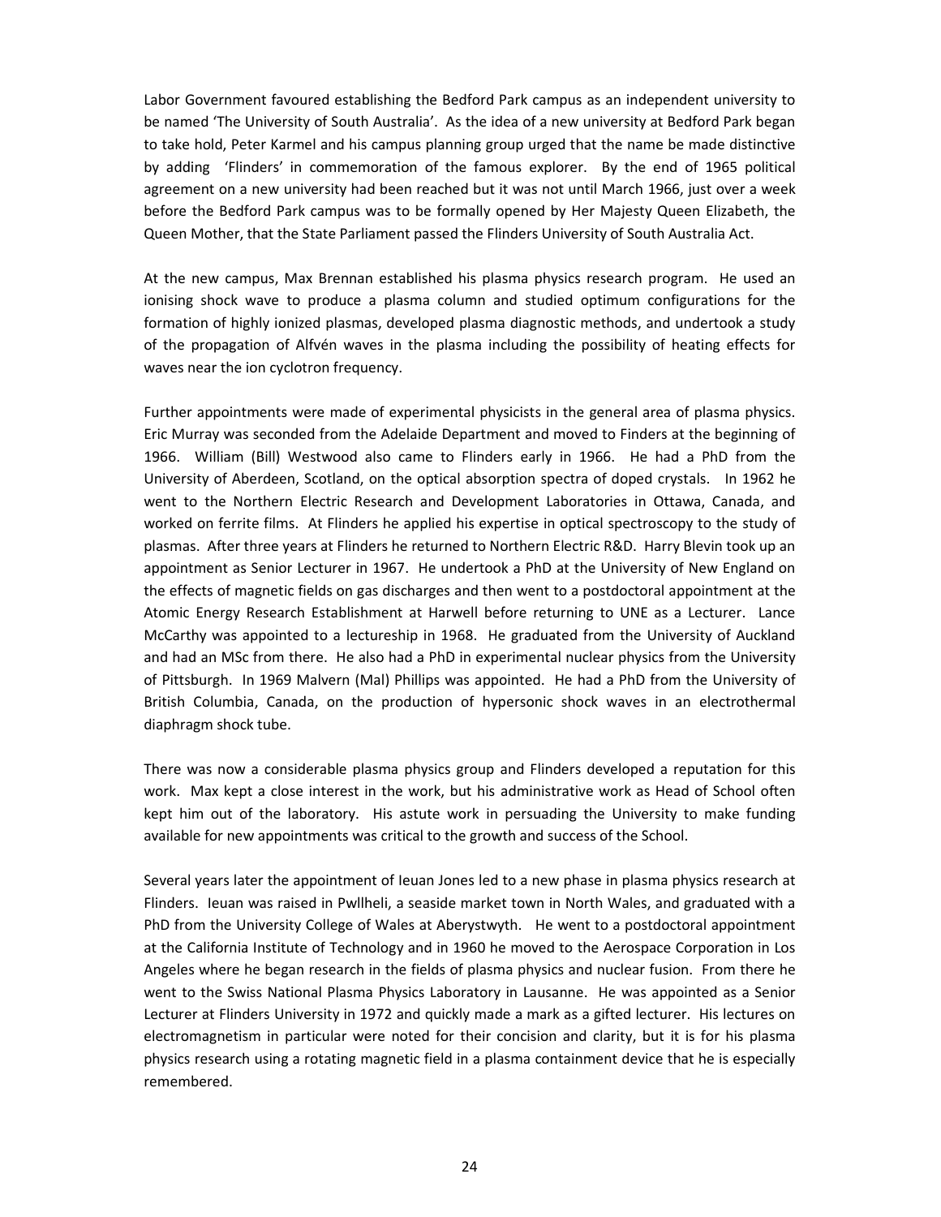Labor Government favoured establishing the Bedford Park campus as an independent university to be named 'The University of South Australia'. As the idea of a new university at Bedford Park began to take hold, Peter Karmel and his campus planning group urged that the name be made distinctive by adding 'Flinders' in commemoration of the famous explorer. By the end of 1965 political agreement on a new university had been reached but it was not until March 1966, just over a week before the Bedford Park campus was to be formally opened by Her Majesty Queen Elizabeth, the Queen Mother, that the State Parliament passed the Flinders University of South Australia Act.

At the new campus, Max Brennan established his plasma physics research program. He used an ionising shock wave to produce a plasma column and studied optimum configurations for the formation of highly ionized plasmas, developed plasma diagnostic methods, and undertook a study of the propagation of Alfvén waves in the plasma including the possibility of heating effects for waves near the ion cyclotron frequency.

Further appointments were made of experimental physicists in the general area of plasma physics. Eric Murray was seconded from the Adelaide Department and moved to Finders at the beginning of 1966. William (Bill) Westwood also came to Flinders early in 1966. He had a PhD from the University of Aberdeen, Scotland, on the optical absorption spectra of doped crystals. In 1962 he went to the Northern Electric Research and Development Laboratories in Ottawa, Canada, and worked on ferrite films. At Flinders he applied his expertise in optical spectroscopy to the study of plasmas. After three years at Flinders he returned to Northern Electric R&D. Harry Blevin took up an appointment as Senior Lecturer in 1967. He undertook a PhD at the University of New England on the effects of magnetic fields on gas discharges and then went to a postdoctoral appointment at the Atomic Energy Research Establishment at Harwell before returning to UNE as a Lecturer. Lance McCarthy was appointed to a lectureship in 1968. He graduated from the University of Auckland and had an MSc from there. He also had a PhD in experimental nuclear physics from the University of Pittsburgh. In 1969 Malvern (Mal) Phillips was appointed. He had a PhD from the University of British Columbia, Canada, on the production of hypersonic shock waves in an electrothermal diaphragm shock tube.

There was now a considerable plasma physics group and Flinders developed a reputation for this work. Max kept a close interest in the work, but his administrative work as Head of School often kept him out of the laboratory. His astute work in persuading the University to make funding available for new appointments was critical to the growth and success of the School.

Several years later the appointment of Ieuan Jones led to a new phase in plasma physics research at Flinders. Ieuan was raised in Pwllheli, a seaside market town in North Wales, and graduated with a PhD from the University College of Wales at Aberystwyth. He went to a postdoctoral appointment at the California Institute of Technology and in 1960 he moved to the Aerospace Corporation in Los Angeles where he began research in the fields of plasma physics and nuclear fusion. From there he went to the Swiss National Plasma Physics Laboratory in Lausanne. He was appointed as a Senior Lecturer at Flinders University in 1972 and quickly made a mark as a gifted lecturer. His lectures on electromagnetism in particular were noted for their concision and clarity, but it is for his plasma physics research using a rotating magnetic field in a plasma containment device that he is especially remembered.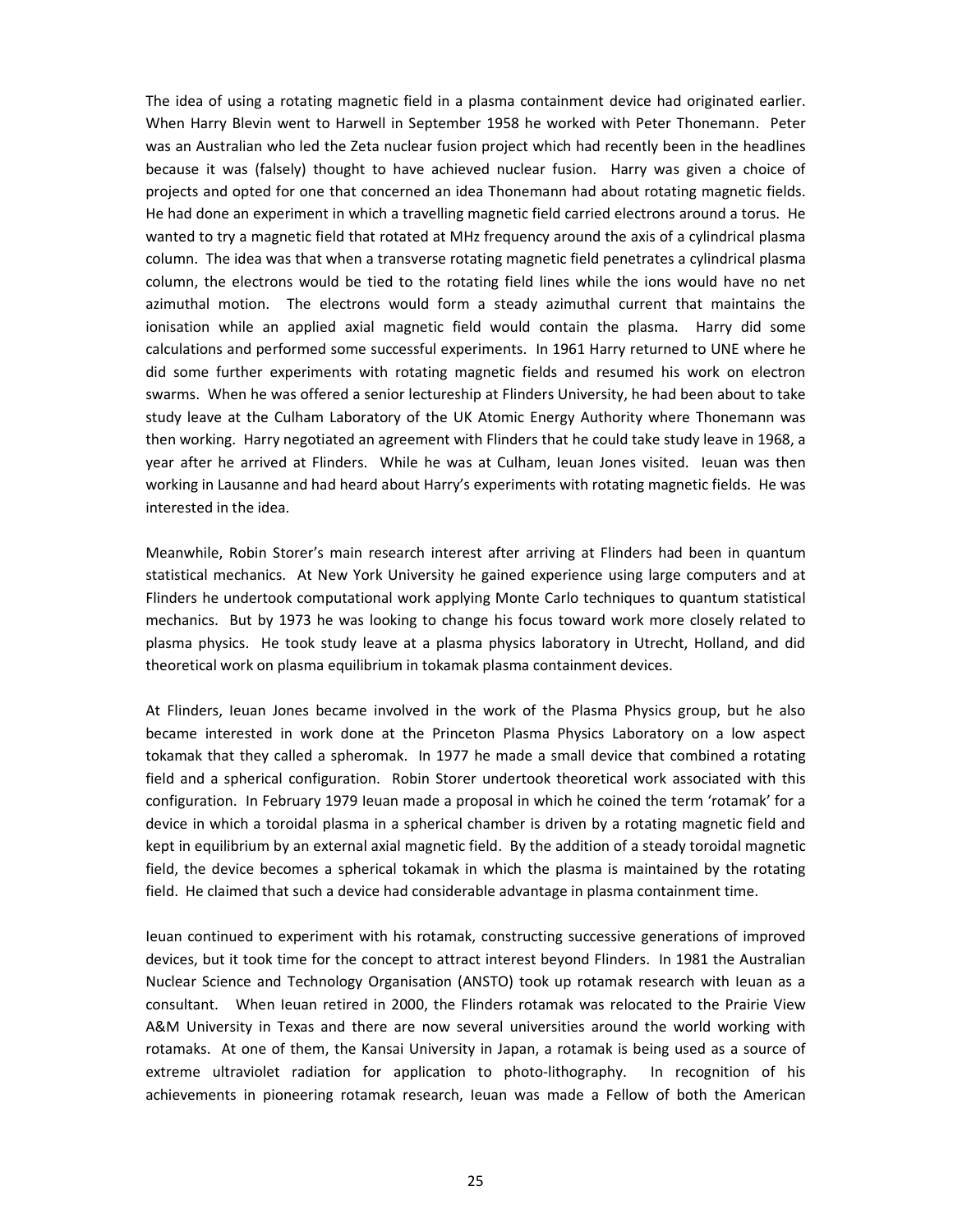The idea of using a rotating magnetic field in a plasma containment device had originated earlier. When Harry Blevin went to Harwell in September 1958 he worked with Peter Thonemann. Peter was an Australian who led the Zeta nuclear fusion project which had recently been in the headlines because it was (falsely) thought to have achieved nuclear fusion. Harry was given a choice of projects and opted for one that concerned an idea Thonemann had about rotating magnetic fields. He had done an experiment in which a travelling magnetic field carried electrons around a torus. He wanted to try a magnetic field that rotated at MHz frequency around the axis of a cylindrical plasma column. The idea was that when a transverse rotating magnetic field penetrates a cylindrical plasma column, the electrons would be tied to the rotating field lines while the ions would have no net azimuthal motion. The electrons would form a steady azimuthal current that maintains the ionisation while an applied axial magnetic field would contain the plasma. Harry did some calculations and performed some successful experiments. In 1961 Harry returned to UNE where he did some further experiments with rotating magnetic fields and resumed his work on electron swarms. When he was offered a senior lectureship at Flinders University, he had been about to take study leave at the Culham Laboratory of the UK Atomic Energy Authority where Thonemann was then working. Harry negotiated an agreement with Flinders that he could take study leave in 1968, a year after he arrived at Flinders. While he was at Culham, Ieuan Jones visited. Ieuan was then working in Lausanne and had heard about Harry's experiments with rotating magnetic fields. He was interested in the idea.

Meanwhile, Robin Storer's main research interest after arriving at Flinders had been in quantum statistical mechanics. At New York University he gained experience using large computers and at Flinders he undertook computational work applying Monte Carlo techniques to quantum statistical mechanics. But by 1973 he was looking to change his focus toward work more closely related to plasma physics. He took study leave at a plasma physics laboratory in Utrecht, Holland, and did theoretical work on plasma equilibrium in tokamak plasma containment devices.

At Flinders, Ieuan Jones became involved in the work of the Plasma Physics group, but he also became interested in work done at the Princeton Plasma Physics Laboratory on a low aspect tokamak that they called a spheromak. In 1977 he made a small device that combined a rotating field and a spherical configuration. Robin Storer undertook theoretical work associated with this configuration. In February 1979 Ieuan made a proposal in which he coined the term 'rotamak' for a device in which a toroidal plasma in a spherical chamber is driven by a rotating magnetic field and kept in equilibrium by an external axial magnetic field. By the addition of a steady toroidal magnetic field, the device becomes a spherical tokamak in which the plasma is maintained by the rotating field. He claimed that such a device had considerable advantage in plasma containment time.

Ieuan continued to experiment with his rotamak, constructing successive generations of improved devices, but it took time for the concept to attract interest beyond Flinders. In 1981 the Australian Nuclear Science and Technology Organisation (ANSTO) took up rotamak research with Ieuan as a consultant. When Ieuan retired in 2000, the Flinders rotamak was relocated to the Prairie View A&M University in Texas and there are now several universities around the world working with rotamaks. At one of them, the Kansai University in Japan, a rotamak is being used as a source of extreme ultraviolet radiation for application to photo-lithography. In recognition of his achievements in pioneering rotamak research, Ieuan was made a Fellow of both the American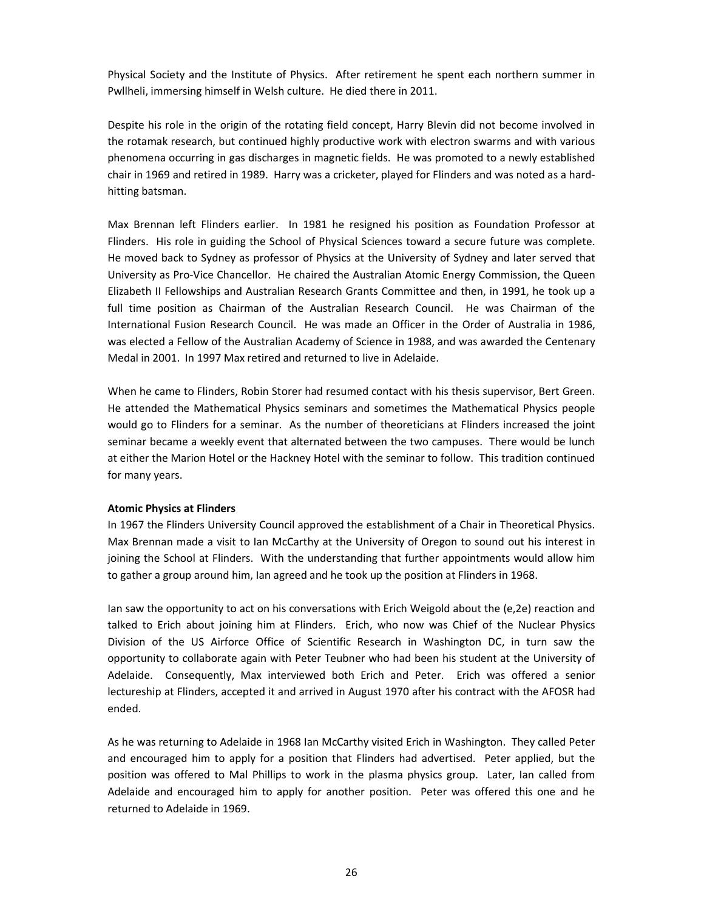Physical Society and the Institute of Physics. After retirement he spent each northern summer in Pwllheli, immersing himself in Welsh culture. He died there in 2011.

Despite his role in the origin of the rotating field concept, Harry Blevin did not become involved in the rotamak research, but continued highly productive work with electron swarms and with various phenomena occurring in gas discharges in magnetic fields. He was promoted to a newly established chair in 1969 and retired in 1989. Harry was a cricketer, played for Flinders and was noted as a hard-hitting batsman.

Max Brennan left Flinders earlier. In 1981 he resigned his position as Foundation Professor at Flinders. His role in guiding the School of Physical Sciences toward a secure future was complete. He moved back to Sydney as professor of Physics at the University of Sydney and later served that University as Pro-Vice Chancellor. He chaired the Australian Atomic Energy Commission, the Queen Elizabeth II Fellowships and Australian Research Grants Committee and then, in 1991, he took up a full time position as Chairman of the Australian Research Council. He was Chairman of the International Fusion Research Council. He was made an Officer in the Order of Australia in 1986, was elected a Fellow of the Australian Academy of Science in 1988, and was awarded the Centenary Medal in 2001. In 1997 Max retired and returned to live in Adelaide.

When he came to Flinders, Robin Storer had resumed contact with his thesis supervisor, Bert Green. He attended the Mathematical Physics seminars and sometimes the Mathematical Physics people would go to Flinders for a seminar. As the number of theoreticians at Flinders increased the joint seminar became a weekly event that alternated between the two campuses. There would be lunch at either the Marion Hotel or the Hackney Hotel with the seminar to follow. This tradition continued for many years.

**Atomic Physics at Flinders**

In 1967 the Flinders University Council approved the establishment of a Chair in Theoretical Physics. Max Brennan made a visit to Ian McCarthy at the University of Oregon to sound out his interest in joining the School at Flinders. With the understanding that further appointments would allow him to gather a group around him, Ian agreed and he took up the position at Flinders in 1968.

Ian saw the opportunity to act on his conversations with Erich Weigold about the (e,2e) reaction and talked to Erich about joining him at Flinders. Erich, who now was Chief of the Nuclear Physics Division of the US Airforce Office of Scientific Research in Washington DC, in turn saw the opportunity to collaborate again with Peter Teubner who had been his student at the University of Adelaide. Consequently, Max interviewed both Erich and Peter. Erich was offered a senior lectureship at Flinders, accepted it and arrived in August 1970 after his contract with the AFOSR had ended.

As he was returning to Adelaide in 1968 Ian McCarthy visited Erich in Washington. They called Peter and encouraged him to apply for a position that Flinders had advertised. Peter applied, but the position was offered to Mal Phillips to work in the plasma physics group. Later, Ian called from Adelaide and encouraged him to apply for another position. Peter was offered this one and he returned to Adelaide in 1969.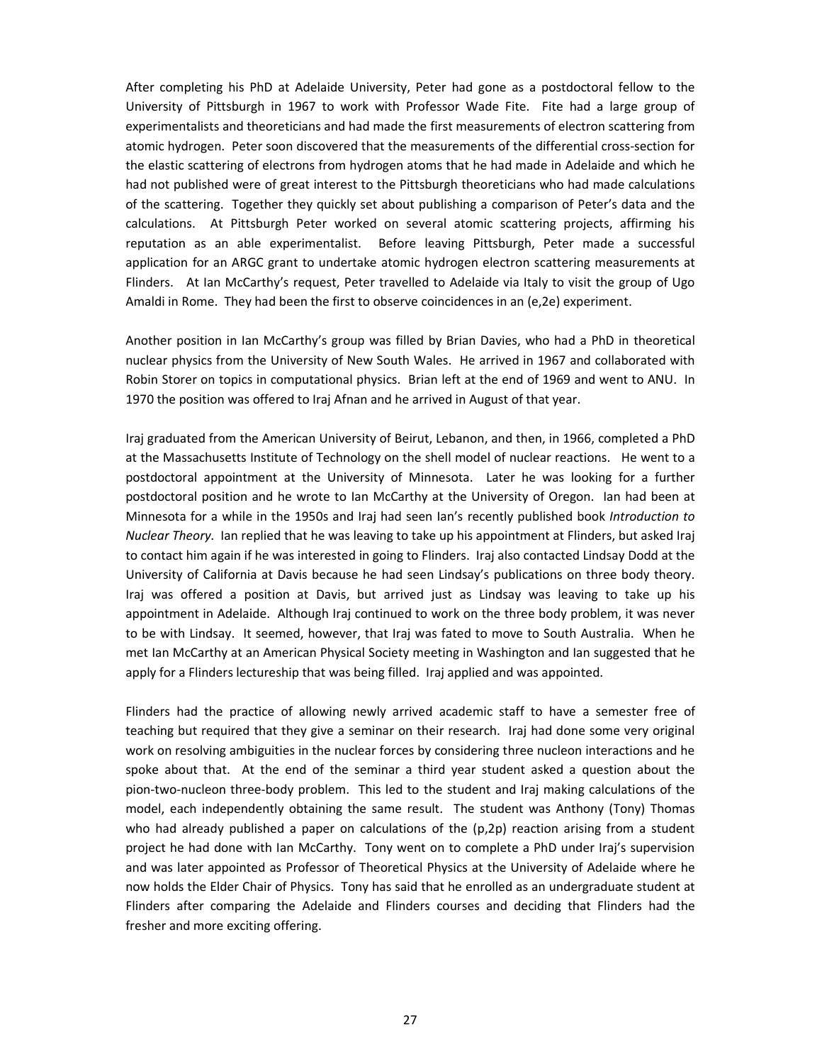After completing his PhD at Adelaide University, Peter had gone as a postdoctoral fellow to the University of Pittsburgh in 1967 to work with Professor Wade Fite. Fite had a large group of experimentalists and theoreticians and had made the first measurements of electron scattering from atomic hydrogen. Peter soon discovered that the measurements of the differential cross-section for the elastic scattering of electrons from hydrogen atoms that he had made in Adelaide and which he had not published were of great interest to the Pittsburgh theoreticians who had made calculations of the scattering. Together they quickly set about publishing a comparison of Peter's data and the calculations. At Pittsburgh Peter worked on several atomic scattering projects, affirming his reputation as an able experimentalist. Before leaving Pittsburgh, Peter made a successful application for an ARGC grant to undertake atomic hydrogen electron scattering measurements at Flinders. At Ian McCarthy's request, Peter travelled to Adelaide via Italy to visit the group of Ugo Amaldi in Rome. They had been the first to observe coincidences in an (e,2e) experiment.

Another position in Ian McCarthy's group was filled by Brian Davies, who had a PhD in theoretical nuclear physics from the University of New South Wales. He arrived in 1967 and collaborated with Robin Storer on topics in computational physics. Brian left at the end of 1969 and went to ANU. In 1970 the position was offered to Iraj Afnan and he arrived in August of that year.

Iraj graduated from the American University of Beirut, Lebanon, and then, in 1966, completed a PhD at the Massachusetts Institute of Technology on the shell model of nuclear reactions. He went to a postdoctoral appointment at the University of Minnesota. Later he was looking for a further postdoctoral position and he wrote to Ian McCarthy at the University of Oregon. Ian had been at Minnesota for a while in the 1950s and Iraj had seen Ian's recently published book *Introduction to Nuclear Theory*. Ian replied that he was leaving to take up his appointment at Flinders, but asked Iraj to contact him again if he was interested in going to Flinders. Iraj also contacted Lindsay Dodd at the University of California at Davis because he had seen Lindsay's publications on three body theory. Iraj was offered a position at Davis, but arrived just as Lindsay was leaving to take up his appointment in Adelaide. Although Iraj continued to work on the three body problem, it was never to be with Lindsay. It seemed, however, that Iraj was fated to move to South Australia. When he met Ian McCarthy at an American Physical Society meeting in Washington and Ian suggested that he apply for a Flinders lectureship that was being filled. Iraj applied and was appointed.

Flinders had the practice of allowing newly arrived academic staff to have a semester free of teaching but required that they give a seminar on their research. Iraj had done some very original work on resolving ambiguities in the nuclear forces by considering three nucleon interactions and he spoke about that. At the end of the seminar a third year student asked a question about the pion-two-nucleon three-body problem. This led to the student and Iraj making calculations of the model, each independently obtaining the same result. The student was Anthony (Tony) Thomas who had already published a paper on calculations of the (p,2p) reaction arising from a student project he had done with Ian McCarthy. Tony went on to complete a PhD under Iraj's supervision and was later appointed as Professor of Theoretical Physics at the University of Adelaide where he now holds the Elder Chair of Physics. Tony has said that he enrolled as an undergraduate student at Flinders after comparing the Adelaide and Flinders courses and deciding that Flinders had the fresher and more exciting offering.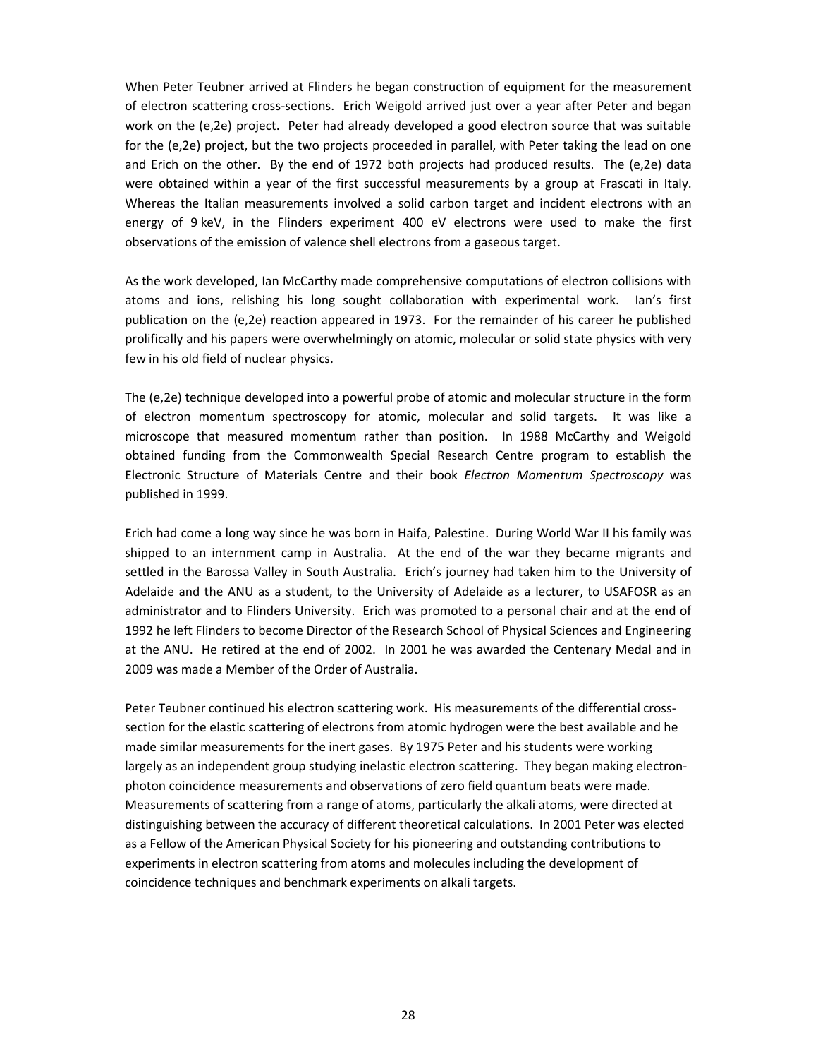When Peter Teubner arrived at Flinders he began construction of equipment for the measurement of electron scattering cross-sections. Erich Weigold arrived just over a year after Peter and began work on the (e,2e) project. Peter had already developed a good electron source that was suitable for the (e,2e) project, but the two projects proceeded in parallel, with Peter taking the lead on one and Erich on the other. By the end of 1972 both projects had produced results. The (e,2e) data were obtained within a year of the first successful measurements by a group at Frascati in Italy. Whereas the Italian measurements involved a solid carbon target and incident electrons with an energy of 9 keV, in the Flinders experiment 400 eV electrons were used to make the first observations of the emission of valence shell electrons from a gaseous target.

As the work developed, Ian McCarthy made comprehensive computations of electron collisions with atoms and ions, relishing his long sought collaboration with experimental work. Ian's first publication on the (e,2e) reaction appeared in 1973. For the remainder of his career he published prolifically and his papers were overwhelmingly on atomic, molecular or solid state physics with very few in his old field of nuclear physics.

The (e,2e) technique developed into a powerful probe of atomic and molecular structure in the form of electron momentum spectroscopy for atomic, molecular and solid targets. It was like a microscope that measured momentum rather than position. In 1988 McCarthy and Weigold obtained funding from the Commonwealth Special Research Centre program to establish the Electronic Structure of Materials Centre and their book *Electron Momentum Spectroscopy* was published in 1999.

Erich had come a long way since he was born in Haifa, Palestine. During World War II his family was shipped to an internment camp in Australia. At the end of the war they became migrants and settled in the Barossa Valley in South Australia. Erich's journey had taken him to the University of Adelaide and the ANU as a student, to the University of Adelaide as a lecturer, to USAFOSR as an administrator and to Flinders University. Erich was promoted to a personal chair and at the end of 1992 he left Flinders to become Director of the Research School of Physical Sciences and Engineering at the ANU. He retired at the end of 2002. In 2001 he was awarded the Centenary Medal and in 2009 was made a Member of the Order of Australia.

Peter Teubner continued his electron scattering work. His measurements of the differential cross-section for the elastic scattering of electrons from atomic hydrogen were the best available and he made similar measurements for the inert gases. By 1975 Peter and his students were working largely as an independent group studying inelastic electron scattering. They began making electron-photon coincidence measurements and observations of zero field quantum beats were made. Measurements of scattering from a range of atoms, particularly the alkali atoms, were directed at distinguishing between the accuracy of different theoretical calculations. In 2001 Peter was elected as a Fellow of the American Physical Society for his pioneering and outstanding contributions to experiments in electron scattering from atoms and molecules including the development of coincidence techniques and benchmark experiments on alkali targets.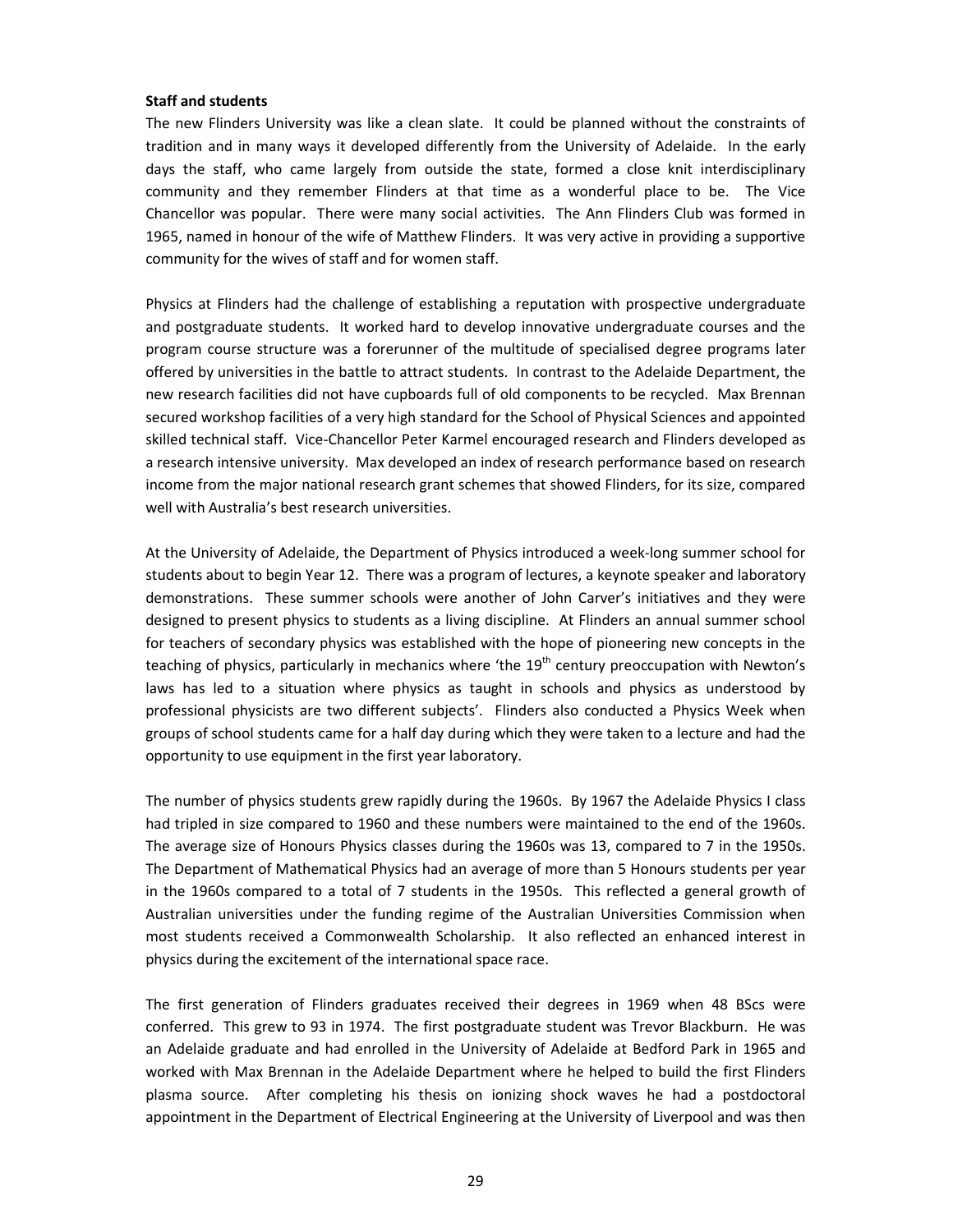**Staff and students**

The new Flinders University was like a clean slate. It could be planned without the constraints of tradition and in many ways it developed differently from the University of Adelaide. In the early days the staff, who came largely from outside the state, formed a close knit interdisciplinary community and they remember Flinders at that time as a wonderful place to be. The Vice Chancellor was popular. There were many social activities. The Ann Flinders Club was formed in 1965, named in honour of the wife of Matthew Flinders. It was very active in providing a supportive community for the wives of staff and for women staff.

Physics at Flinders had the challenge of establishing a reputation with prospective undergraduate and postgraduate students. It worked hard to develop innovative undergraduate courses and the program course structure was a forerunner of the multitude of specialised degree programs later offered by universities in the battle to attract students. In contrast to the Adelaide Department, the new research facilities did not have cupboards full of old components to be recycled. Max Brennan secured workshop facilities of a very high standard for the School of Physical Sciences and appointed skilled technical staff. Vice-Chancellor Peter Karmel encouraged research and Flinders developed as a research intensive university. Max developed an index of research performance based on research income from the major national research grant schemes that showed Flinders, for its size, compared well with Australia's best research universities.

At the University of Adelaide, the Department of Physics introduced a week-long summer school for students about to begin Year 12. There was a program of lectures, a keynote speaker and laboratory demonstrations. These summer schools were another of John Carver's initiatives and they were designed to present physics to students as a living discipline. At Flinders an annual summer school for teachers of secondary physics was established with the hope of pioneering new concepts in the teaching of physics, particularly in mechanics where 'the 19th century preoccupation with Newton's laws has led to a situation where physics as taught in schools and physics as understood by professional physicists are two different subjects'. Flinders also conducted a Physics Week when groups of school students came for a half day during which they were taken to a lecture and had the opportunity to use equipment in the first year laboratory.

The number of physics students grew rapidly during the 1960s. By 1967 the Adelaide Physics I class had tripled in size compared to 1960 and these numbers were maintained to the end of the 1960s. The average size of Honours Physics classes during the 1960s was 13, compared to 7 in the 1950s. The Department of Mathematical Physics had an average of more than 5 Honours students per year in the 1960s compared to a total of 7 students in the 1950s. This reflected a general growth of Australian universities under the funding regime of the Australian Universities Commission when most students received a Commonwealth Scholarship. It also reflected an enhanced interest in physics during the excitement of the international space race.

The first generation of Flinders graduates received their degrees in 1969 when 48 BScs were conferred. This grew to 93 in 1974. The first postgraduate student was Trevor Blackburn. He was an Adelaide graduate and had enrolled in the University of Adelaide at Bedford Park in 1965 and worked with Max Brennan in the Adelaide Department where he helped to build the first Flinders plasma source. After completing his thesis on ionizing shock waves he had a postdoctoral appointment in the Department of Electrical Engineering at the University of Liverpool and was then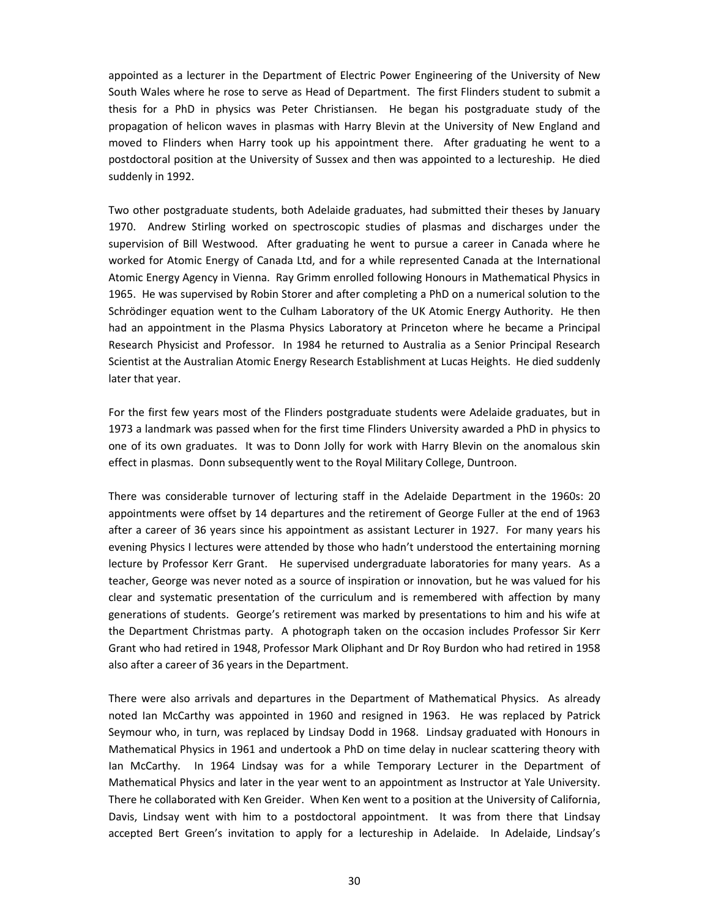appointed as a lecturer in the Department of Electric Power Engineering of the University of New South Wales where he rose to serve as Head of Department. The first Flinders student to submit a thesis for a PhD in physics was Peter Christiansen. He began his postgraduate study of the propagation of helicon waves in plasmas with Harry Blevin at the University of New England and moved to Flinders when Harry took up his appointment there. After graduating he went to a postdoctoral position at the University of Sussex and then was appointed to a lectureship. He died suddenly in 1992.

Two other postgraduate students, both Adelaide graduates, had submitted their theses by January 1970. Andrew Stirling worked on spectroscopic studies of plasmas and discharges under the supervision of Bill Westwood. After graduating he went to pursue a career in Canada where he worked for Atomic Energy of Canada Ltd, and for a while represented Canada at the International Atomic Energy Agency in Vienna. Ray Grimm enrolled following Honours in Mathematical Physics in 1965. He was supervised by Robin Storer and after completing a PhD on a numerical solution to the Schrödinger equation went to the Culham Laboratory of the UK Atomic Energy Authority. He then had an appointment in the Plasma Physics Laboratory at Princeton where he became a Principal Research Physicist and Professor. In 1984 he returned to Australia as a Senior Principal Research Scientist at the Australian Atomic Energy Research Establishment at Lucas Heights. He died suddenly later that year.

For the first few years most of the Flinders postgraduate students were Adelaide graduates, but in 1973 a landmark was passed when for the first time Flinders University awarded a PhD in physics to one of its own graduates. It was to Donn Jolly for work with Harry Blevin on the anomalous skin effect in plasmas. Donn subsequently went to the Royal Military College, Duntroon.

There was considerable turnover of lecturing staff in the Adelaide Department in the 1960s: 20 appointments were offset by 14 departures and the retirement of George Fuller at the end of 1963 after a career of 36 years since his appointment as assistant Lecturer in 1927. For many years his evening Physics I lectures were attended by those who hadn't understood the entertaining morning lecture by Professor Kerr Grant. He supervised undergraduate laboratories for many years. As a teacher, George was never noted as a source of inspiration or innovation, but he was valued for his clear and systematic presentation of the curriculum and is remembered with affection by many generations of students. George's retirement was marked by presentations to him and his wife at the Department Christmas party. A photograph taken on the occasion includes Professor Sir Kerr Grant who had retired in 1948, Professor Mark Oliphant and Dr Roy Burdon who had retired in 1958 also after a career of 36 years in the Department.

There were also arrivals and departures in the Department of Mathematical Physics. As already noted Ian McCarthy was appointed in 1960 and resigned in 1963. He was replaced by Patrick Seymour who, in turn, was replaced by Lindsay Dodd in 1968. Lindsay graduated with Honours in Mathematical Physics in 1961 and undertook a PhD on time delay in nuclear scattering theory with Ian McCarthy. In 1964 Lindsay was for a while Temporary Lecturer in the Department of Mathematical Physics and later in the year went to an appointment as Instructor at Yale University. There he collaborated with Ken Greider. When Ken went to a position at the University of California, Davis, Lindsay went with him to a postdoctoral appointment. It was from there that Lindsay accepted Bert Green's invitation to apply for a lectureship in Adelaide. In Adelaide, Lindsay's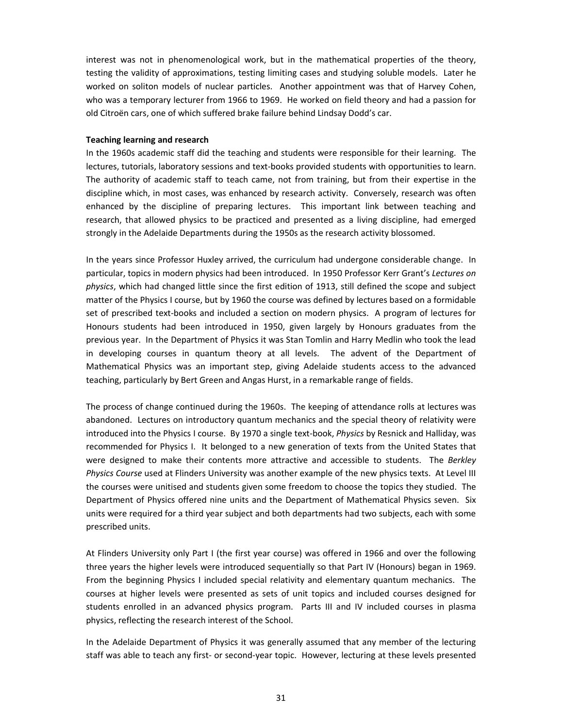interest was not in phenomenological work, but in the mathematical properties of the theory, testing the validity of approximations, testing limiting cases and studying soluble models. Later he worked on soliton models of nuclear particles. Another appointment was that of Harvey Cohen, who was a temporary lecturer from 1966 to 1969. He worked on field theory and had a passion for old Citroën cars, one of which suffered brake failure behind Lindsay Dodd's car.

**Teaching learning and research**

In the 1960s academic staff did the teaching and students were responsible for their learning. The lectures, tutorials, laboratory sessions and text-books provided students with opportunities to learn. The authority of academic staff to teach came, not from training, but from their expertise in the discipline which, in most cases, was enhanced by research activity. Conversely, research was often enhanced by the discipline of preparing lectures. This important link between teaching and research, that allowed physics to be practiced and presented as a living discipline, had emerged strongly in the Adelaide Departments during the 1950s as the research activity blossomed.

In the years since Professor Huxley arrived, the curriculum had undergone considerable change. In particular, topics in modern physics had been introduced. In 1950 Professor Kerr Grant's *Lectures on physics*, which had changed little since the first edition of 1913, still defined the scope and subject matter of the Physics I course, but by 1960 the course was defined by lectures based on a formidable set of prescribed text-books and included a section on modern physics. A program of lectures for Honours students had been introduced in 1950, given largely by Honours graduates from the previous year. In the Department of Physics it was Stan Tomlin and Harry Medlin who took the lead in developing courses in quantum theory at all levels. The advent of the Department of Mathematical Physics was an important step, giving Adelaide students access to the advanced teaching, particularly by Bert Green and Angas Hurst, in a remarkable range of fields.

The process of change continued during the 1960s. The keeping of attendance rolls at lectures was abandoned. Lectures on introductory quantum mechanics and the special theory of relativity were introduced into the Physics I course. By 1970 a single text-book, *Physics* by Resnick and Halliday, was recommended for Physics I. It belonged to a new generation of texts from the United States that were designed to make their contents more attractive and accessible to students. The *Berkley Physics Course* used at Flinders University was another example of the new physics texts. At Level III the courses were unitised and students given some freedom to choose the topics they studied. The Department of Physics offered nine units and the Department of Mathematical Physics seven. Six units were required for a third year subject and both departments had two subjects, each with some prescribed units.

At Flinders University only Part I (the first year course) was offered in 1966 and over the following three years the higher levels were introduced sequentially so that Part IV (Honours) began in 1969. From the beginning Physics I included special relativity and elementary quantum mechanics. The courses at higher levels were presented as sets of unit topics and included courses designed for students enrolled in an advanced physics program. Parts III and IV included courses in plasma physics, reflecting the research interest of the School.

In the Adelaide Department of Physics it was generally assumed that any member of the lecturing staff was able to teach any first- or second-year topic. However, lecturing at these levels presented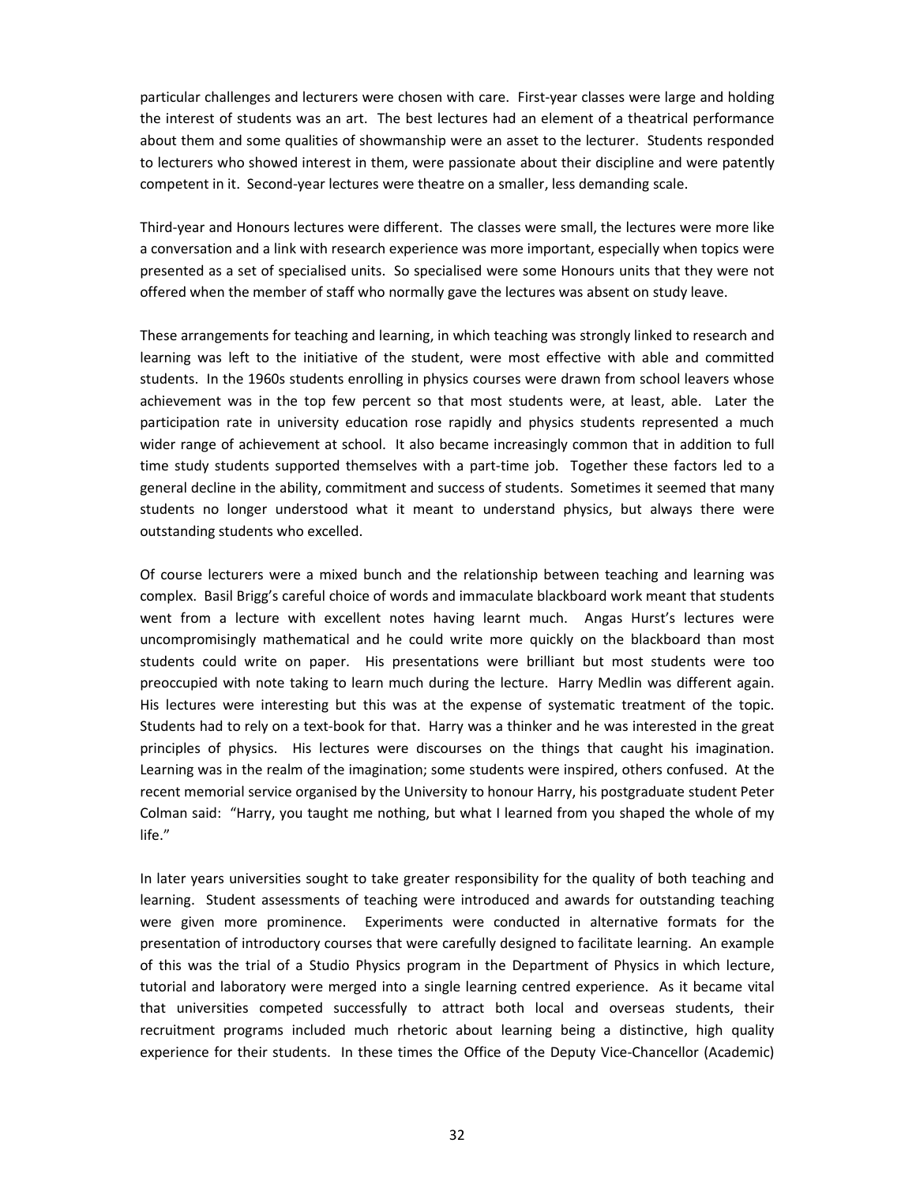particular challenges and lecturers were chosen with care. First-year classes were large and holding the interest of students was an art. The best lectures had an element of a theatrical performance about them and some qualities of showmanship were an asset to the lecturer. Students responded to lecturers who showed interest in them, were passionate about their discipline and were patently competent in it. Second-year lectures were theatre on a smaller, less demanding scale.

Third-year and Honours lectures were different. The classes were small, the lectures were more like a conversation and a link with research experience was more important, especially when topics were presented as a set of specialised units. So specialised were some Honours units that they were not offered when the member of staff who normally gave the lectures was absent on study leave.

These arrangements for teaching and learning, in which teaching was strongly linked to research and learning was left to the initiative of the student, were most effective with able and committed students. In the 1960s students enrolling in physics courses were drawn from school leavers whose achievement was in the top few percent so that most students were, at least, able. Later the participation rate in university education rose rapidly and physics students represented a much wider range of achievement at school. It also became increasingly common that in addition to full time study students supported themselves with a part-time job. Together these factors led to a general decline in the ability, commitment and success of students. Sometimes it seemed that many students no longer understood what it meant to understand physics, but always there were outstanding students who excelled.

Of course lecturers were a mixed bunch and the relationship between teaching and learning was complex. Basil Brigg's careful choice of words and immaculate blackboard work meant that students went from a lecture with excellent notes having learnt much. Angas Hurst's lectures were uncompromisingly mathematical and he could write more quickly on the blackboard than most students could write on paper. His presentations were brilliant but most students were too preoccupied with note taking to learn much during the lecture. Harry Medlin was different again. His lectures were interesting but this was at the expense of systematic treatment of the topic. Students had to rely on a text-book for that. Harry was a thinker and he was interested in the great principles of physics. His lectures were discourses on the things that caught his imagination. Learning was in the realm of the imagination; some students were inspired, others confused. At the recent memorial service organised by the University to honour Harry, his postgraduate student Peter Colman said: "Harry, you taught me nothing, but what I learned from you shaped the whole of my life."

In later years universities sought to take greater responsibility for the quality of both teaching and learning. Student assessments of teaching were introduced and awards for outstanding teaching were given more prominence. Experiments were conducted in alternative formats for the presentation of introductory courses that were carefully designed to facilitate learning. An example of this was the trial of a Studio Physics program in the Department of Physics in which lecture, tutorial and laboratory were merged into a single learning centred experience. As it became vital that universities competed successfully to attract both local and overseas students, their recruitment programs included much rhetoric about learning being a distinctive, high quality experience for their students. In these times the Office of the Deputy Vice-Chancellor (Academic)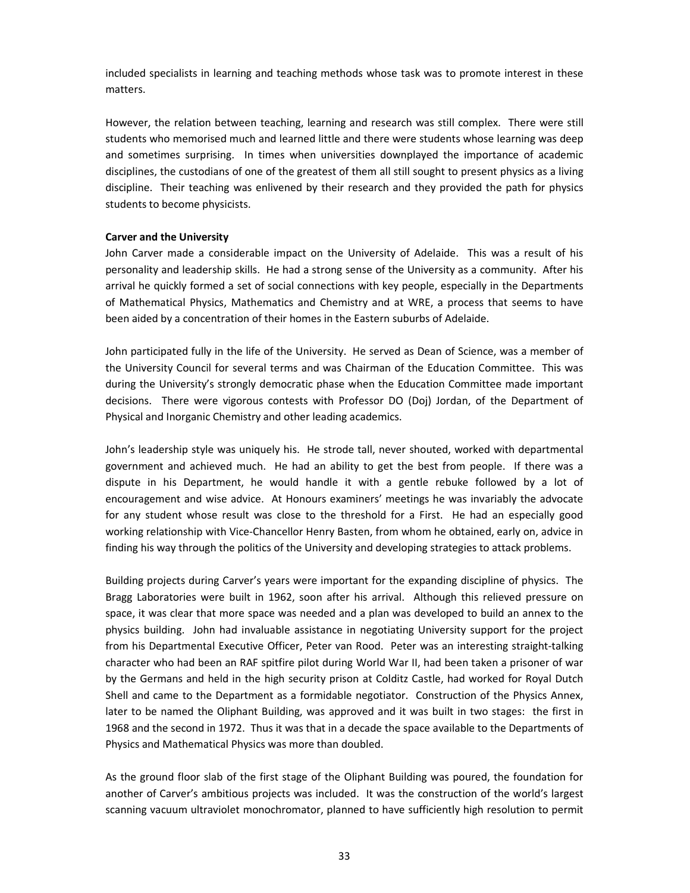included specialists in learning and teaching methods whose task was to promote interest in these matters.

However, the relation between teaching, learning and research was still complex. There were still students who memorised much and learned little and there were students whose learning was deep and sometimes surprising. In times when universities downplayed the importance of academic disciplines, the custodians of one of the greatest of them all still sought to present physics as a living discipline. Their teaching was enlivened by their research and they provided the path for physics students to become physicists.

**Carver and the University**

John Carver made a considerable impact on the University of Adelaide. This was a result of his personality and leadership skills. He had a strong sense of the University as a community. After his arrival he quickly formed a set of social connections with key people, especially in the Departments of Mathematical Physics, Mathematics and Chemistry and at WRE, a process that seems to have been aided by a concentration of their homes in the Eastern suburbs of Adelaide.

John participated fully in the life of the University. He served as Dean of Science, was a member of the University Council for several terms and was Chairman of the Education Committee. This was during the University's strongly democratic phase when the Education Committee made important decisions. There were vigorous contests with Professor DO (Doj) Jordan, of the Department of Physical and Inorganic Chemistry and other leading academics.

John's leadership style was uniquely his. He strode tall, never shouted, worked with departmental government and achieved much. He had an ability to get the best from people. If there was a dispute in his Department, he would handle it with a gentle rebuke followed by a lot of encouragement and wise advice. At Honours examiners' meetings he was invariably the advocate for any student whose result was close to the threshold for a First. He had an especially good working relationship with Vice-Chancellor Henry Basten, from whom he obtained, early on, advice in finding his way through the politics of the University and developing strategies to attack problems.

Building projects during Carver's years were important for the expanding discipline of physics. The Bragg Laboratories were built in 1962, soon after his arrival. Although this relieved pressure on space, it was clear that more space was needed and a plan was developed to build an annex to the physics building. John had invaluable assistance in negotiating University support for the project from his Departmental Executive Officer, Peter van Rood. Peter was an interesting straight-talking character who had been an RAF spitfire pilot during World War II, had been taken a prisoner of war by the Germans and held in the high security prison at Colditz Castle, had worked for Royal Dutch Shell and came to the Department as a formidable negotiator. Construction of the Physics Annex, later to be named the Oliphant Building, was approved and it was built in two stages: the first in 1968 and the second in 1972. Thus it was that in a decade the space available to the Departments of Physics and Mathematical Physics was more than doubled.

As the ground floor slab of the first stage of the Oliphant Building was poured, the foundation for another of Carver's ambitious projects was included. It was the construction of the world's largest scanning vacuum ultraviolet monochromator, planned to have sufficiently high resolution to permit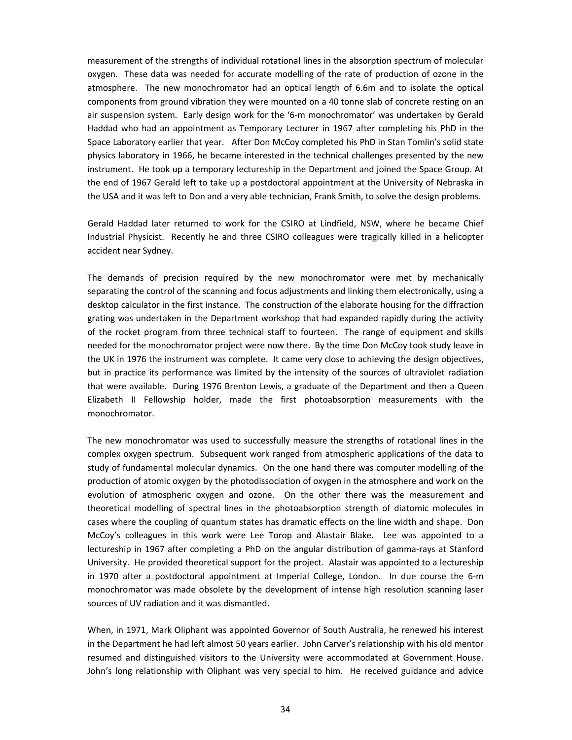measurement of the strengths of individual rotational lines in the absorption spectrum of molecular oxygen. These data was needed for accurate modelling of the rate of production of ozone in the atmosphere. The new monochromator had an optical length of 6.6m and to isolate the optical components from ground vibration they were mounted on a 40 tonne slab of concrete resting on an air suspension system. Early design work for the '6-m monochromator' was undertaken by Gerald Haddad who had an appointment as Temporary Lecturer in 1967 after completing his PhD in the Space Laboratory earlier that year. After Don McCoy completed his PhD in Stan Tomlin's solid state physics laboratory in 1966, he became interested in the technical challenges presented by the new instrument. He took up a temporary lectureship in the Department and joined the Space Group. At the end of 1967 Gerald left to take up a postdoctoral appointment at the University of Nebraska in the USA and it was left to Don and a very able technician, Frank Smith, to solve the design problems.

Gerald Haddad later returned to work for the CSIRO at Lindfield, NSW, where he became Chief Industrial Physicist. Recently he and three CSIRO colleagues were tragically killed in a helicopter accident near Sydney.

The demands of precision required by the new monochromator were met by mechanically separating the control of the scanning and focus adjustments and linking them electronically, using a desktop calculator in the first instance. The construction of the elaborate housing for the diffraction grating was undertaken in the Department workshop that had expanded rapidly during the activity of the rocket program from three technical staff to fourteen. The range of equipment and skills needed for the monochromator project were now there. By the time Don McCoy took study leave in the UK in 1976 the instrument was complete. It came very close to achieving the design objectives, but in practice its performance was limited by the intensity of the sources of ultraviolet radiation that were available. During 1976 Brenton Lewis, a graduate of the Department and then a Queen Elizabeth II Fellowship holder, made the first photoabsorption measurements with the monochromator.

The new monochromator was used to successfully measure the strengths of rotational lines in the complex oxygen spectrum. Subsequent work ranged from atmospheric applications of the data to study of fundamental molecular dynamics. On the one hand there was computer modelling of the production of atomic oxygen by the photodissociation of oxygen in the atmosphere and work on the evolution of atmospheric oxygen and ozone. On the other there was the measurement and theoretical modelling of spectral lines in the photoabsorption strength of diatomic molecules in cases where the coupling of quantum states has dramatic effects on the line width and shape. Don McCoy's colleagues in this work were Lee Torop and Alastair Blake. Lee was appointed to a lectureship in 1967 after completing a PhD on the angular distribution of gamma-rays at Stanford University. He provided theoretical support for the project. Alastair was appointed to a lectureship in 1970 after a postdoctoral appointment at Imperial College, London. In due course the 6-m monochromator was made obsolete by the development of intense high resolution scanning laser sources of UV radiation and it was dismantled.

When, in 1971, Mark Oliphant was appointed Governor of South Australia, he renewed his interest in the Department he had left almost 50 years earlier. John Carver's relationship with his old mentor resumed and distinguished visitors to the University were accommodated at Government House. John's long relationship with Oliphant was very special to him. He received guidance and advice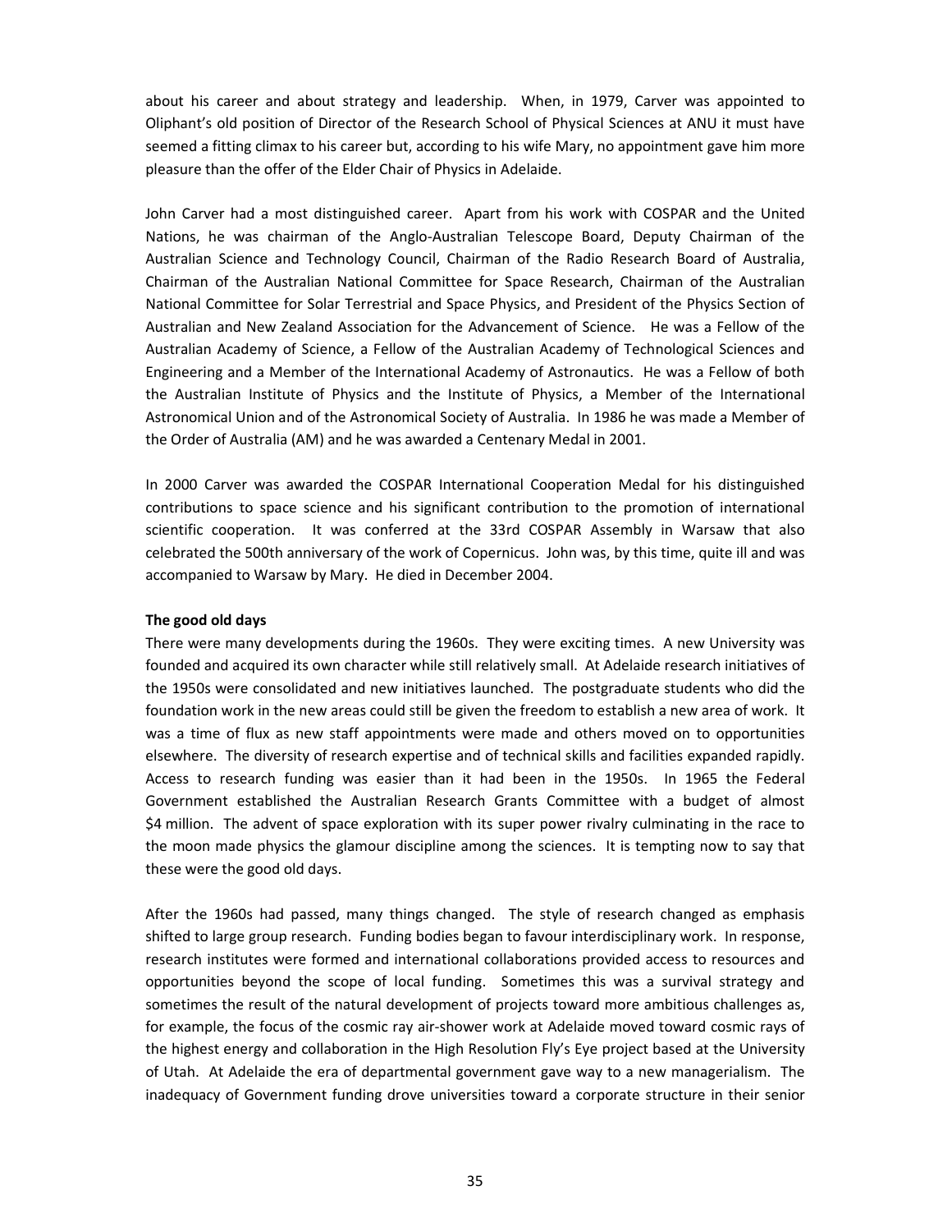about his career and about strategy and leadership. When, in 1979, Carver was appointed to Oliphant's old position of Director of the Research School of Physical Sciences at ANU it must have seemed a fitting climax to his career but, according to his wife Mary, no appointment gave him more pleasure than the offer of the Elder Chair of Physics in Adelaide.

John Carver had a most distinguished career. Apart from his work with COSPAR and the United Nations, he was chairman of the Anglo-Australian Telescope Board, Deputy Chairman of the Australian Science and Technology Council, Chairman of the Radio Research Board of Australia, Chairman of the Australian National Committee for Space Research, Chairman of the Australian National Committee for Solar Terrestrial and Space Physics, and President of the Physics Section of Australian and New Zealand Association for the Advancement of Science. He was a Fellow of the Australian Academy of Science, a Fellow of the Australian Academy of Technological Sciences and Engineering and a Member of the International Academy of Astronautics. He was a Fellow of both the Australian Institute of Physics and the Institute of Physics, a Member of the International Astronomical Union and of the Astronomical Society of Australia. In 1986 he was made a Member of the Order of Australia (AM) and he was awarded a Centenary Medal in 2001.

In 2000 Carver was awarded the COSPAR International Cooperation Medal for his distinguished contributions to space science and his significant contribution to the promotion of international scientific cooperation. It was conferred at the 33rd COSPAR Assembly in Warsaw that also celebrated the 500th anniversary of the work of Copernicus. John was, by this time, quite ill and was accompanied to Warsaw by Mary. He died in December 2004.

**The good old days**

There were many developments during the 1960s. They were exciting times. A new University was founded and acquired its own character while still relatively small. At Adelaide research initiatives of the 1950s were consolidated and new initiatives launched. The postgraduate students who did the foundation work in the new areas could still be given the freedom to establish a new area of work. It was a time of flux as new staff appointments were made and others moved on to opportunities elsewhere. The diversity of research expertise and of technical skills and facilities expanded rapidly. Access to research funding was easier than it had been in the 1950s. In 1965 the Federal Government established the Australian Research Grants Committee with a budget of almost \$4 million. The advent of space exploration with its super power rivalry culminating in the race to the moon made physics the glamour discipline among the sciences. It is tempting now to say that these were the good old days.

After the 1960s had passed, many things changed. The style of research changed as emphasis shifted to large group research. Funding bodies began to favour interdisciplinary work. In response, research institutes were formed and international collaborations provided access to resources and opportunities beyond the scope of local funding. Sometimes this was a survival strategy and sometimes the result of the natural development of projects toward more ambitious challenges as, for example, the focus of the cosmic ray air-shower work at Adelaide moved toward cosmic rays of the highest energy and collaboration in the High Resolution Fly's Eye project based at the University of Utah. At Adelaide the era of departmental government gave way to a new managerialism. The inadequacy of Government funding drove universities toward a corporate structure in their senior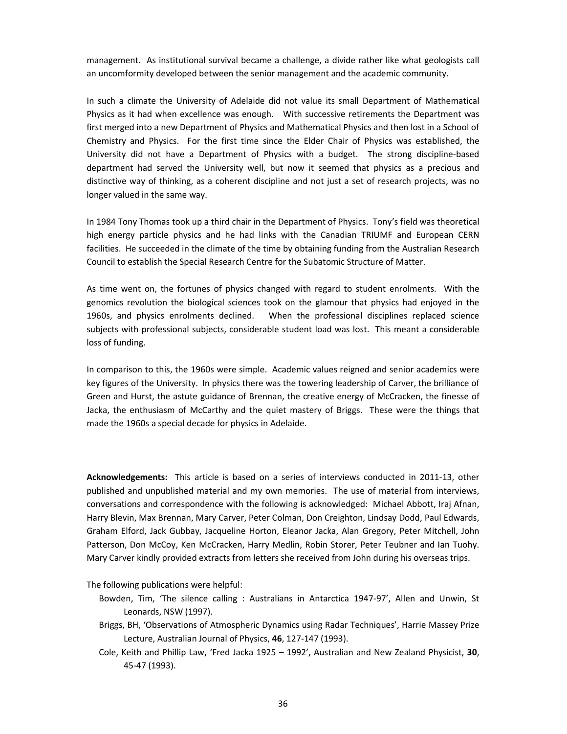management. As institutional survival became a challenge, a divide rather like what geologists call an uncomformity developed between the senior management and the academic community.

In such a climate the University of Adelaide did not value its small Department of Mathematical Physics as it had when excellence was enough. With successive retirements the Department was first merged into a new Department of Physics and Mathematical Physics and then lost in a School of Chemistry and Physics. For the first time since the Elder Chair of Physics was established, the University did not have a Department of Physics with a budget. The strong discipline-based department had served the University well, but now it seemed that physics as a precious and distinctive way of thinking, as a coherent discipline and not just a set of research projects, was no longer valued in the same way.

In 1984 Tony Thomas took up a third chair in the Department of Physics. Tony's field was theoretical high energy particle physics and he had links with the Canadian TRIUMF and European CERN facilities. He succeeded in the climate of the time by obtaining funding from the Australian Research Council to establish the Special Research Centre for the Subatomic Structure of Matter.

As time went on, the fortunes of physics changed with regard to student enrolments. With the genomics revolution the biological sciences took on the glamour that physics had enjoyed in the 1960s, and physics enrolments declined. When the professional disciplines replaced science subjects with professional subjects, considerable student load was lost. This meant a considerable loss of funding.

In comparison to this, the 1960s were simple. Academic values reigned and senior academics were key figures of the University. In physics there was the towering leadership of Carver, the brilliance of Green and Hurst, the astute guidance of Brennan, the creative energy of McCracken, the finesse of Jacka, the enthusiasm of McCarthy and the quiet mastery of Briggs. These were the things that made the 1960s a special decade for physics in Adelaide.

**Acknowledgements:** This article is based on a series of interviews conducted in 2011-13, other published and unpublished material and my own memories. The use of material from interviews, conversations and correspondence with the following is acknowledged: Michael Abbott, Iraj Afnan, Harry Blevin, Max Brennan, Mary Carver, Peter Colman, Don Creighton, Lindsay Dodd, Paul Edwards, Graham Elford, Jack Gubbay, Jacqueline Horton, Eleanor Jacka, Alan Gregory, Peter Mitchell, John Patterson, Don McCoy, Ken McCracken, Harry Medlin, Robin Storer, Peter Teubner and Ian Tuohy. Mary Carver kindly provided extracts from letters she received from John during his overseas trips.

The following publications were helpful:

- Bowden, Tim, 'The silence calling : Australians in Antarctica 1947-97', Allen and Unwin, St Leonards, NSW (1997).
- Briggs, BH, 'Observations of Atmospheric Dynamics using Radar Techniques', Harrie Massey Prize Lecture, Australian Journal of Physics, **46**, 127-147 (1993).
- Cole, Keith and Phillip Law, 'Fred Jacka 1925 – 1992', Australian and New Zealand Physicist, **30**, 45-47 (1993).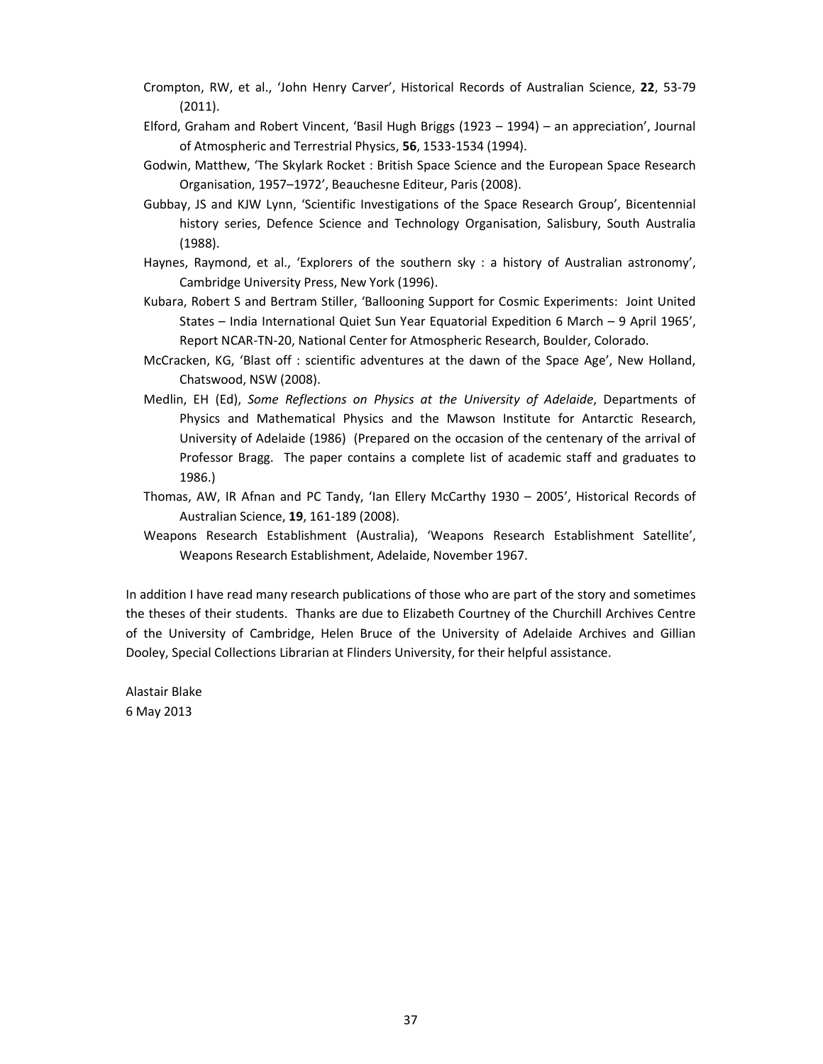Crompton, RW, et al., 'John Henry Carver', Historical Records of Australian Science, **22**, 53-79 (2011).

Elford, Graham and Robert Vincent, 'Basil Hugh Briggs (1923 – 1994) – an appreciation', Journal of Atmospheric and Terrestrial Physics, **56**, 1533-1534 (1994).

Godwin, Matthew, 'The Skylark Rocket : British Space Science and the European Space Research Organisation, 1957–1972', Beauchesne Editeur, Paris (2008).

Gubbay, JS and KJW Lynn, 'Scientific Investigations of the Space Research Group', Bicentennial history series, Defence Science and Technology Organisation, Salisbury, South Australia (1988).

Haynes, Raymond, et al., 'Explorers of the southern sky : a history of Australian astronomy', Cambridge University Press, New York (1996).

Kubara, Robert S and Bertram Stiller, 'Ballooning Support for Cosmic Experiments: Joint United States – India International Quiet Sun Year Equatorial Expedition 6 March – 9 April 1965', Report NCAR-TN-20, National Center for Atmospheric Research, Boulder, Colorado.

McCracken, KG, 'Blast off : scientific adventures at the dawn of the Space Age', New Holland, Chatswood, NSW (2008).

Medlin, EH (Ed), *Some Reflections on Physics at the University of Adelaide*, Departments of Physics and Mathematical Physics and the Mawson Institute for Antarctic Research, University of Adelaide (1986) (Prepared on the occasion of the centenary of the arrival of Professor Bragg. The paper contains a complete list of academic staff and graduates to 1986.)

Thomas, AW, IR Afnan and PC Tandy, 'Ian Ellery McCarthy 1930 – 2005', Historical Records of Australian Science, **19**, 161-189 (2008).

Weapons Research Establishment (Australia), 'Weapons Research Establishment Satellite', Weapons Research Establishment, Adelaide, November 1967.

In addition I have read many research publications of those who are part of the story and sometimes the theses of their students. Thanks are due to Elizabeth Courtney of the Churchill Archives Centre of the University of Cambridge, Helen Bruce of the University of Adelaide Archives and Gillian Dooley, Special Collections Librarian at Flinders University, for their helpful assistance.

Alastair Blake
6 May 2013